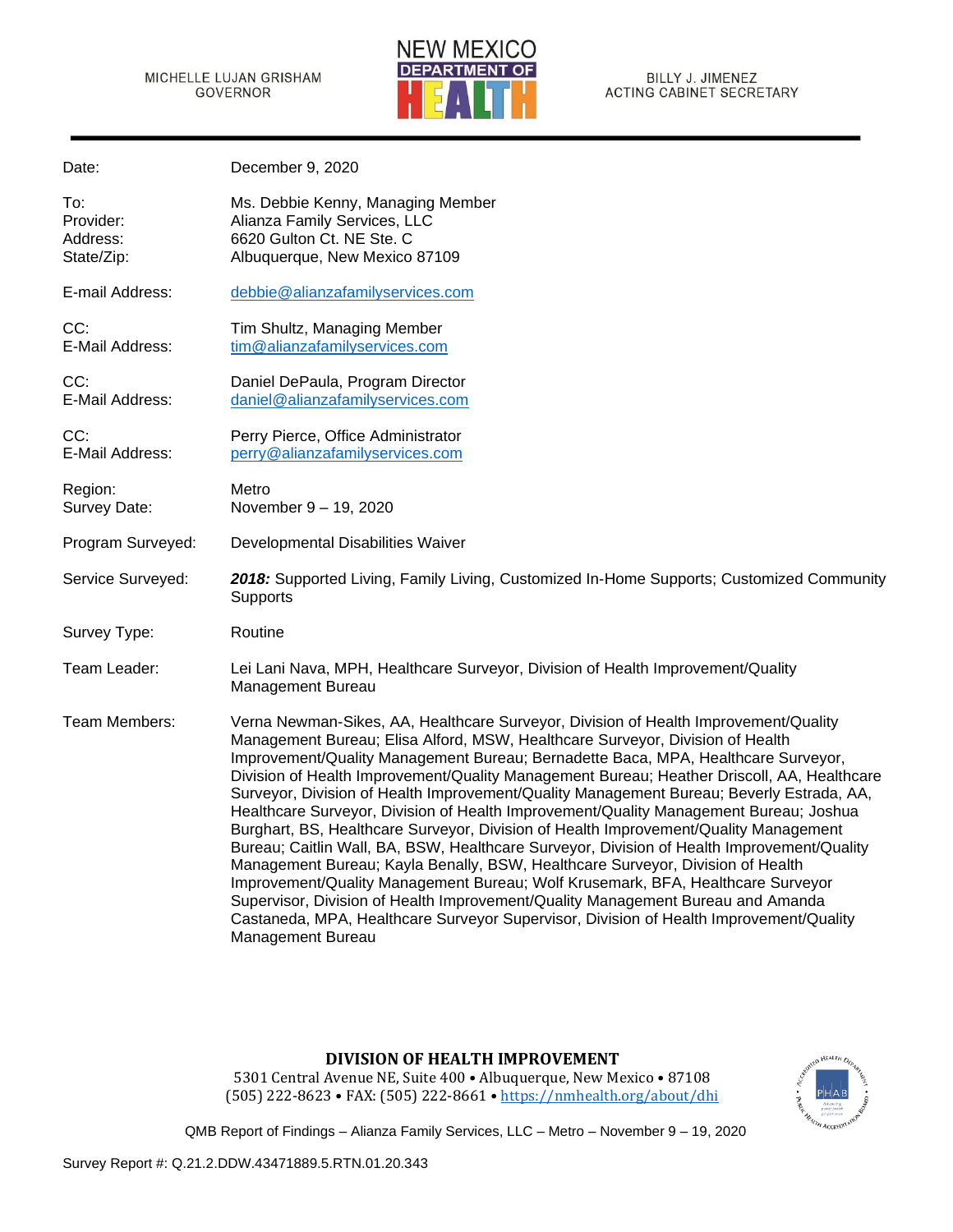MICHELLE LUJAN GRISHAM
GOVERNOR

NEW MEXICO
DEPARTMENT OF
HEALTH

BILLY J. JIMENEZ
ACTING CABINET SECRETARY

| | |
|---|---|
| Date: | December 9, 2020 |
| To: | Ms. Debbie Kenny, Managing Member |
| Provider: | Alianza Family Services, LLC |
| Address: | 6620 Gulton Ct. NE Ste. C |
| State/Zip: | Albuquerque, New Mexico 87109 |
| E-mail Address: | debbie@alianzafamilyservices.com |
| CC: | Tim Shultz, Managing Member |
| E-Mail Address: | tim@alianzafamilyservices.com |
| CC: | Daniel DePaula, Program Director |
| E-Mail Address: | daniel@alianzafamilyservices.com |
| CC: | Perry Pierce, Office Administrator |
| E-Mail Address: | perry@alianzafamilyservices.com |
| Region: | Metro |
| Survey Date: | November 9 – 19, 2020 |
| Program Surveyed: | Developmental Disabilities Waiver |
| Service Surveyed: | ***2018:*** Supported Living, Family Living, Customized In-Home Supports; Customized Community Supports |
| Survey Type: | Routine |
| Team Leader: | Lei Lani Nava, MPH, Healthcare Surveyor, Division of Health Improvement/Quality Management Bureau |
| Team Members: | Verna Newman-Sikes, AA, Healthcare Surveyor, Division of Health Improvement/Quality Management Bureau; Elisa Alford, MSW, Healthcare Surveyor, Division of Health Improvement/Quality Management Bureau; Bernadette Baca, MPA, Healthcare Surveyor, Division of Health Improvement/Quality Management Bureau; Heather Driscoll, AA, Healthcare Surveyor, Division of Health Improvement/Quality Management Bureau; Beverly Estrada, AA, Healthcare Surveyor, Division of Health Improvement/Quality Management Bureau; Joshua Burghart, BS, Healthcare Surveyor, Division of Health Improvement/Quality Management Bureau; Caitlin Wall, BA, BSW, Healthcare Surveyor, Division of Health Improvement/Quality Management Bureau; Kayla Benally, BSW, Healthcare Surveyor, Division of Health Improvement/Quality Management Bureau; Wolf Krusemark, BFA, Healthcare Surveyor Supervisor, Division of Health Improvement/Quality Management Bureau and Amanda Castaneda, MPA, Healthcare Surveyor Supervisor, Division of Health Improvement/Quality Management Bureau |

**DIVISION OF HEALTH IMPROVEMENT**
5301 Central Avenue NE, Suite 400 • Albuquerque, New Mexico • 87108
(505) 222-8623 • FAX: (505) 222-8661 • https://nmhealth.org/about/dhi

QMB Report of Findings – Alianza Family Services, LLC – Metro – November 9 – 19, 2020

Survey Report #: Q.21.2.DDW.43471889.5.RTN.01.20.343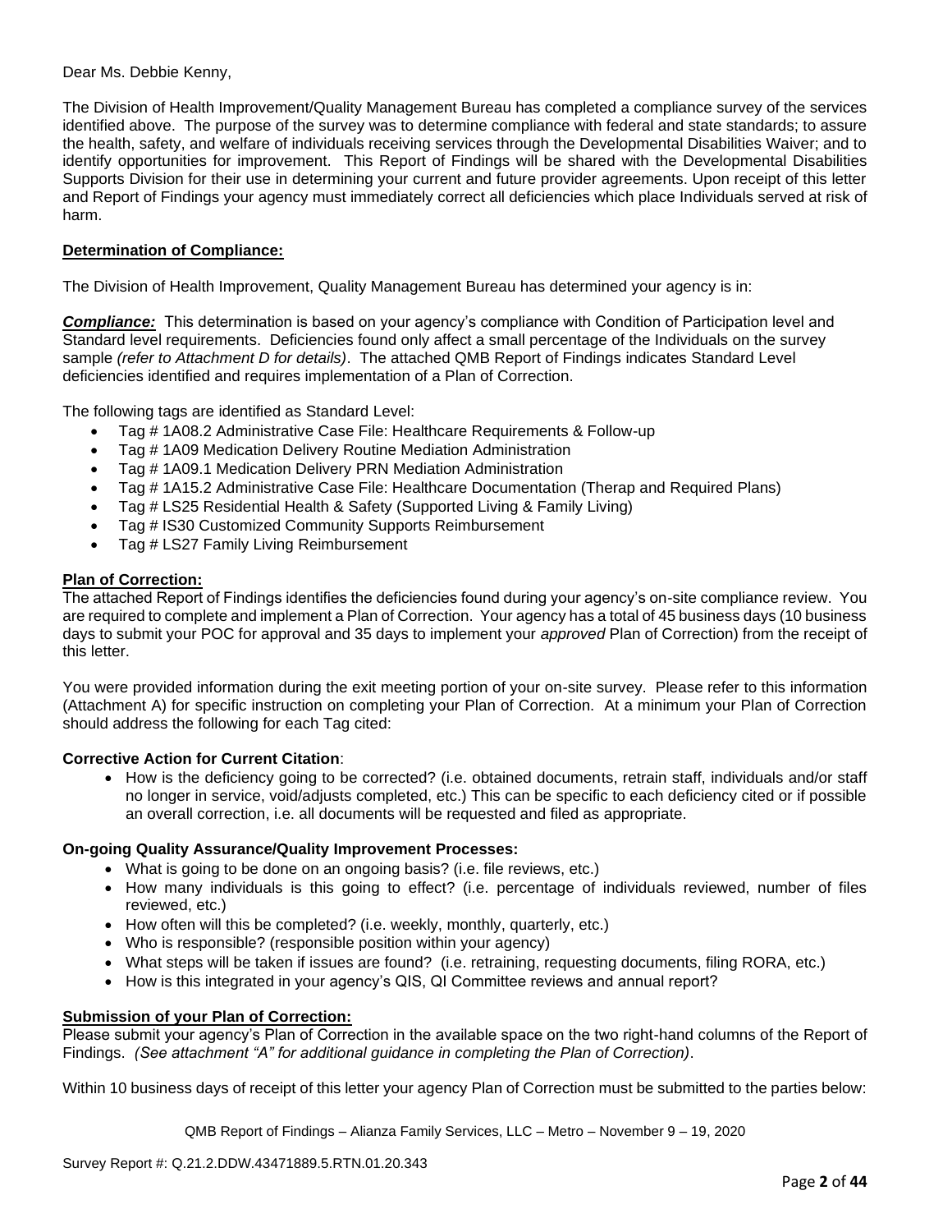Dear Ms. Debbie Kenny,

The Division of Health Improvement/Quality Management Bureau has completed a compliance survey of the services identified above. The purpose of the survey was to determine compliance with federal and state standards; to assure the health, safety, and welfare of individuals receiving services through the Developmental Disabilities Waiver; and to identify opportunities for improvement. This Report of Findings will be shared with the Developmental Disabilities Supports Division for their use in determining your current and future provider agreements. Upon receipt of this letter and Report of Findings your agency must immediately correct all deficiencies which place Individuals served at risk of harm.

**Determination of Compliance:**

The Division of Health Improvement, Quality Management Bureau has determined your agency is in:

***Compliance:*** This determination is based on your agency's compliance with Condition of Participation level and Standard level requirements. Deficiencies found only affect a small percentage of the Individuals on the survey sample *(refer to Attachment D for details)*. The attached QMB Report of Findings indicates Standard Level deficiencies identified and requires implementation of a Plan of Correction.

The following tags are identified as Standard Level:

- Tag # 1A08.2 Administrative Case File: Healthcare Requirements & Follow-up
- Tag # 1A09 Medication Delivery Routine Mediation Administration
- Tag # 1A09.1 Medication Delivery PRN Mediation Administration
- Tag # 1A15.2 Administrative Case File: Healthcare Documentation (Therap and Required Plans)
- Tag # LS25 Residential Health & Safety (Supported Living & Family Living)
- Tag # IS30 Customized Community Supports Reimbursement
- Tag # LS27 Family Living Reimbursement

**Plan of Correction:**

The attached Report of Findings identifies the deficiencies found during your agency's on-site compliance review. You are required to complete and implement a Plan of Correction. Your agency has a total of 45 business days (10 business days to submit your POC for approval and 35 days to implement your *approved* Plan of Correction) from the receipt of this letter.

You were provided information during the exit meeting portion of your on-site survey. Please refer to this information (Attachment A) for specific instruction on completing your Plan of Correction. At a minimum your Plan of Correction should address the following for each Tag cited:

**Corrective Action for Current Citation**:

- How is the deficiency going to be corrected? (i.e. obtained documents, retrain staff, individuals and/or staff no longer in service, void/adjusts completed, etc.) This can be specific to each deficiency cited or if possible an overall correction, i.e. all documents will be requested and filed as appropriate.

**On-going Quality Assurance/Quality Improvement Processes:**

- What is going to be done on an ongoing basis? (i.e. file reviews, etc.)
- How many individuals is this going to effect? (i.e. percentage of individuals reviewed, number of files reviewed, etc.)
- How often will this be completed? (i.e. weekly, monthly, quarterly, etc.)
- Who is responsible? (responsible position within your agency)
- What steps will be taken if issues are found? (i.e. retraining, requesting documents, filing RORA, etc.)
- How is this integrated in your agency's QIS, QI Committee reviews and annual report?

**Submission of your Plan of Correction:**

Please submit your agency's Plan of Correction in the available space on the two right-hand columns of the Report of Findings. *(See attachment "A" for additional guidance in completing the Plan of Correction)*.

Within 10 business days of receipt of this letter your agency Plan of Correction must be submitted to the parties below: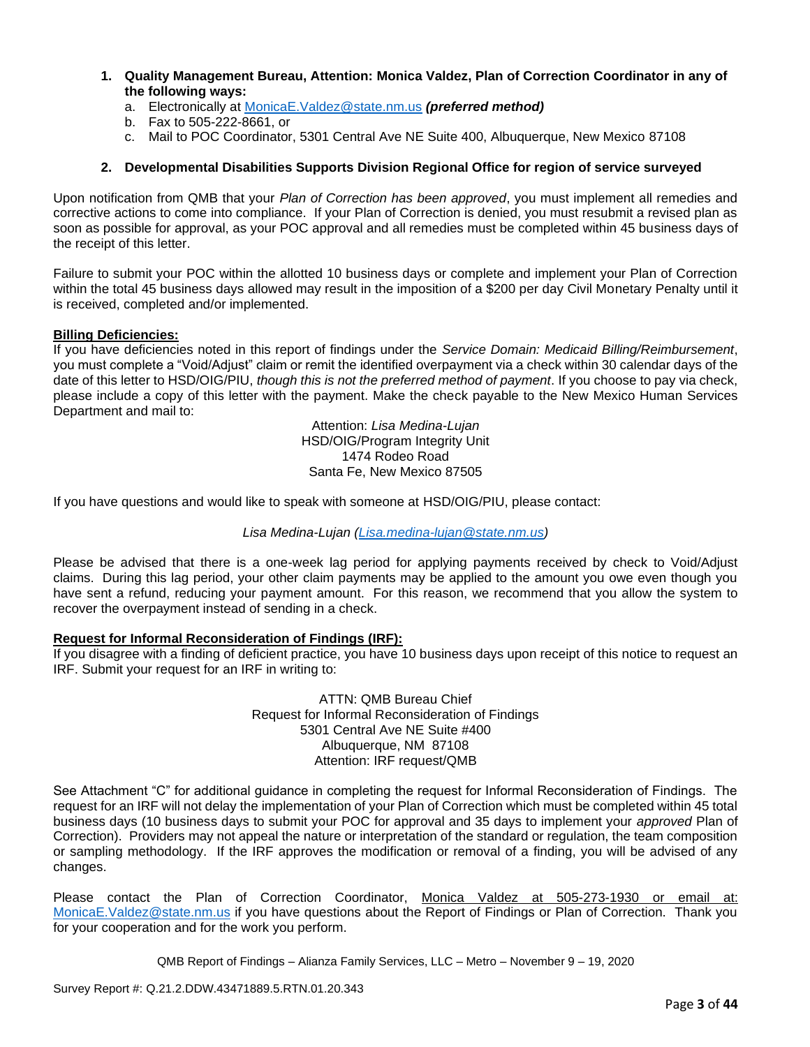1. **Quality Management Bureau, Attention: Monica Valdez, Plan of Correction Coordinator in any of the following ways:**
   a. Electronically at MonicaE.Valdez@state.nm.us ***(preferred method)***
   b. Fax to 505-222-8661, or
   c. Mail to POC Coordinator, 5301 Central Ave NE Suite 400, Albuquerque, New Mexico 87108

2. **Developmental Disabilities Supports Division Regional Office for region of service surveyed**

Upon notification from QMB that your *Plan of Correction has been approved*, you must implement all remedies and corrective actions to come into compliance. If your Plan of Correction is denied, you must resubmit a revised plan as soon as possible for approval, as your POC approval and all remedies must be completed within 45 business days of the receipt of this letter.

Failure to submit your POC within the allotted 10 business days or complete and implement your Plan of Correction within the total 45 business days allowed may result in the imposition of a $200 per day Civil Monetary Penalty until it is received, completed and/or implemented.

**Billing Deficiencies:**
If you have deficiencies noted in this report of findings under the *Service Domain: Medicaid Billing/Reimbursement*, you must complete a "Void/Adjust" claim or remit the identified overpayment via a check within 30 calendar days of the date of this letter to HSD/OIG/PIU, *though this is not the preferred method of payment*. If you choose to pay via check, please include a copy of this letter with the payment. Make the check payable to the New Mexico Human Services Department and mail to:

Attention: *Lisa Medina-Lujan*
HSD/OIG/Program Integrity Unit
1474 Rodeo Road
Santa Fe, New Mexico 87505

If you have questions and would like to speak with someone at HSD/OIG/PIU, please contact:

*Lisa Medina-Lujan (Lisa.medina-lujan@state.nm.us)*

Please be advised that there is a one-week lag period for applying payments received by check to Void/Adjust claims. During this lag period, your other claim payments may be applied to the amount you owe even though you have sent a refund, reducing your payment amount. For this reason, we recommend that you allow the system to recover the overpayment instead of sending in a check.

**Request for Informal Reconsideration of Findings (IRF):**
If you disagree with a finding of deficient practice, you have 10 business days upon receipt of this notice to request an IRF. Submit your request for an IRF in writing to:

ATTN: QMB Bureau Chief
Request for Informal Reconsideration of Findings
5301 Central Ave NE Suite #400
Albuquerque, NM 87108
Attention: IRF request/QMB

See Attachment "C" for additional guidance in completing the request for Informal Reconsideration of Findings. The request for an IRF will not delay the implementation of your Plan of Correction which must be completed within 45 total business days (10 business days to submit your POC for approval and 35 days to implement your *approved* Plan of Correction). Providers may not appeal the nature or interpretation of the standard or regulation, the team composition or sampling methodology. If the IRF approves the modification or removal of a finding, you will be advised of any changes.

Please contact the Plan of Correction Coordinator, Monica Valdez at 505-273-1930 or email at: MonicaE.Valdez@state.nm.us if you have questions about the Report of Findings or Plan of Correction. Thank you for your cooperation and for the work you perform.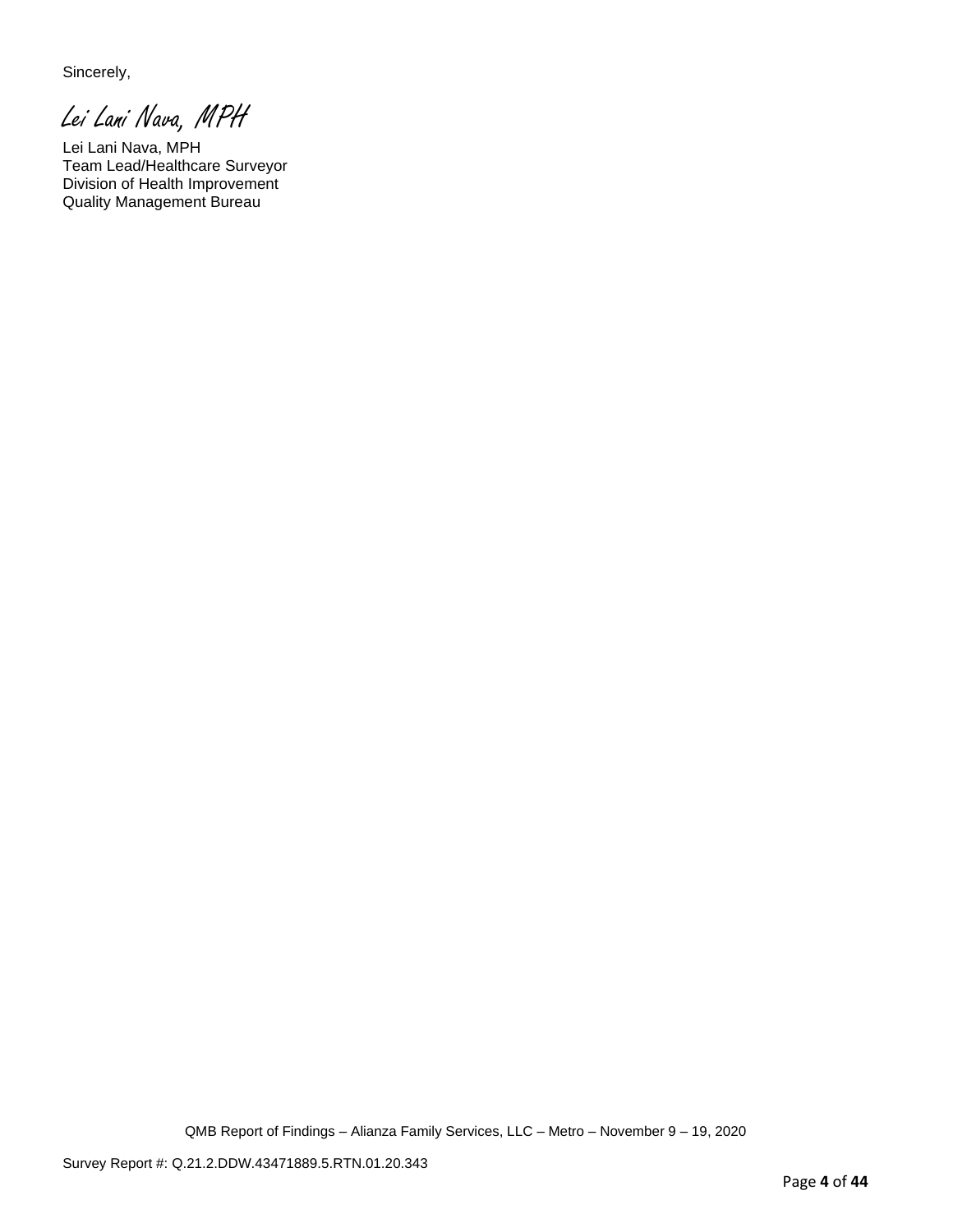Sincerely,

*Lei Lani Nava, MPH*

Lei Lani Nava, MPH
Team Lead/Healthcare Surveyor
Division of Health Improvement
Quality Management Bureau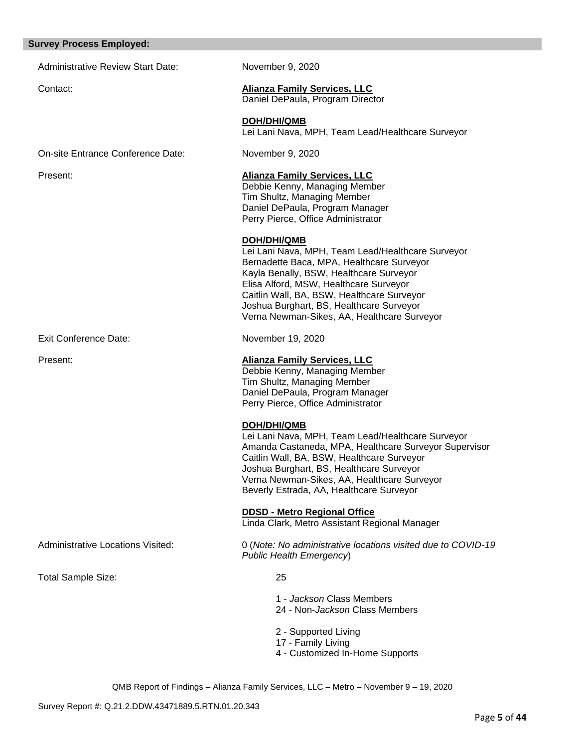**Survey Process Employed:**

Administrative Review Start Date: November 9, 2020

Contact: **Alianza Family Services, LLC**
Daniel DePaula, Program Director

**DOH/DHI/QMB**
Lei Lani Nava, MPH, Team Lead/Healthcare Surveyor

On-site Entrance Conference Date: November 9, 2020

Present: **Alianza Family Services, LLC**
Debbie Kenny, Managing Member
Tim Shultz, Managing Member
Daniel DePaula, Program Manager
Perry Pierce, Office Administrator

**DOH/DHI/QMB**
Lei Lani Nava, MPH, Team Lead/Healthcare Surveyor
Bernadette Baca, MPA, Healthcare Surveyor
Kayla Benally, BSW, Healthcare Surveyor
Elisa Alford, MSW, Healthcare Surveyor
Caitlin Wall, BA, BSW, Healthcare Surveyor
Joshua Burghart, BS, Healthcare Surveyor
Verna Newman-Sikes, AA, Healthcare Surveyor

Exit Conference Date: November 19, 2020

Present: **Alianza Family Services, LLC**
Debbie Kenny, Managing Member
Tim Shultz, Managing Member
Daniel DePaula, Program Manager
Perry Pierce, Office Administrator

**DOH/DHI/QMB**
Lei Lani Nava, MPH, Team Lead/Healthcare Surveyor
Amanda Castaneda, MPA, Healthcare Surveyor Supervisor
Caitlin Wall, BA, BSW, Healthcare Surveyor
Joshua Burghart, BS, Healthcare Surveyor
Verna Newman-Sikes, AA, Healthcare Surveyor
Beverly Estrada, AA, Healthcare Surveyor

**DDSD - Metro Regional Office**
Linda Clark, Metro Assistant Regional Manager

Administrative Locations Visited: 0 (*Note: No administrative locations visited due to COVID-19 Public Health Emergency*)

Total Sample Size: 25

1 - *Jackson* Class Members
24 - Non-*Jackson* Class Members

2 - Supported Living
17 - Family Living
4 - Customized In-Home Supports

QMB Report of Findings – Alianza Family Services, LLC – Metro – November 9 – 19, 2020

Survey Report #: Q.21.2.DDW.43471889.5.RTN.01.20.343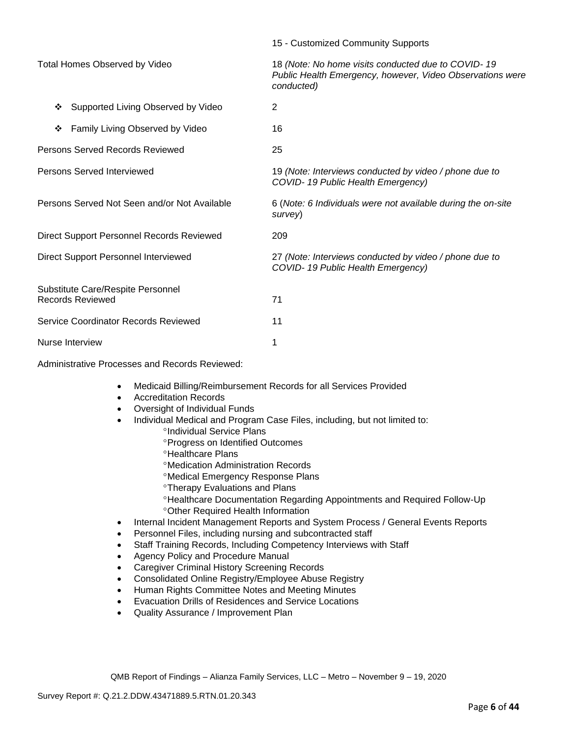| | |
|---|---|
| | 15 - Customized Community Supports |
| Total Homes Observed by Video | 18 *(Note: No home visits conducted due to COVID- 19 Public Health Emergency, however, Video Observations were conducted)* |
| ❖ Supported Living Observed by Video | 2 |
| ❖ Family Living Observed by Video | 16 |
| Persons Served Records Reviewed | 25 |
| Persons Served Interviewed | 19 *(Note: Interviews conducted by video / phone due to COVID- 19 Public Health Emergency)* |
| Persons Served Not Seen and/or Not Available | 6 (*Note: 6 Individuals were not available during the on-site survey*) |
| Direct Support Personnel Records Reviewed | 209 |
| Direct Support Personnel Interviewed | 27 *(Note: Interviews conducted by video / phone due to COVID- 19 Public Health Emergency)* |
| Substitute Care/Respite Personnel Records Reviewed | 71 |
| Service Coordinator Records Reviewed | 11 |
| Nurse Interview | 1 |

Administrative Processes and Records Reviewed:

- Medicaid Billing/Reimbursement Records for all Services Provided
- Accreditation Records
- Oversight of Individual Funds
- Individual Medical and Program Case Files, including, but not limited to:
  - °Individual Service Plans
  - °Progress on Identified Outcomes
  - °Healthcare Plans
  - °Medication Administration Records
  - °Medical Emergency Response Plans
  - °Therapy Evaluations and Plans
  - °Healthcare Documentation Regarding Appointments and Required Follow-Up
  - °Other Required Health Information
- Internal Incident Management Reports and System Process / General Events Reports
- Personnel Files, including nursing and subcontracted staff
- Staff Training Records, Including Competency Interviews with Staff
- Agency Policy and Procedure Manual
- Caregiver Criminal History Screening Records
- Consolidated Online Registry/Employee Abuse Registry
- Human Rights Committee Notes and Meeting Minutes
- Evacuation Drills of Residences and Service Locations
- Quality Assurance / Improvement Plan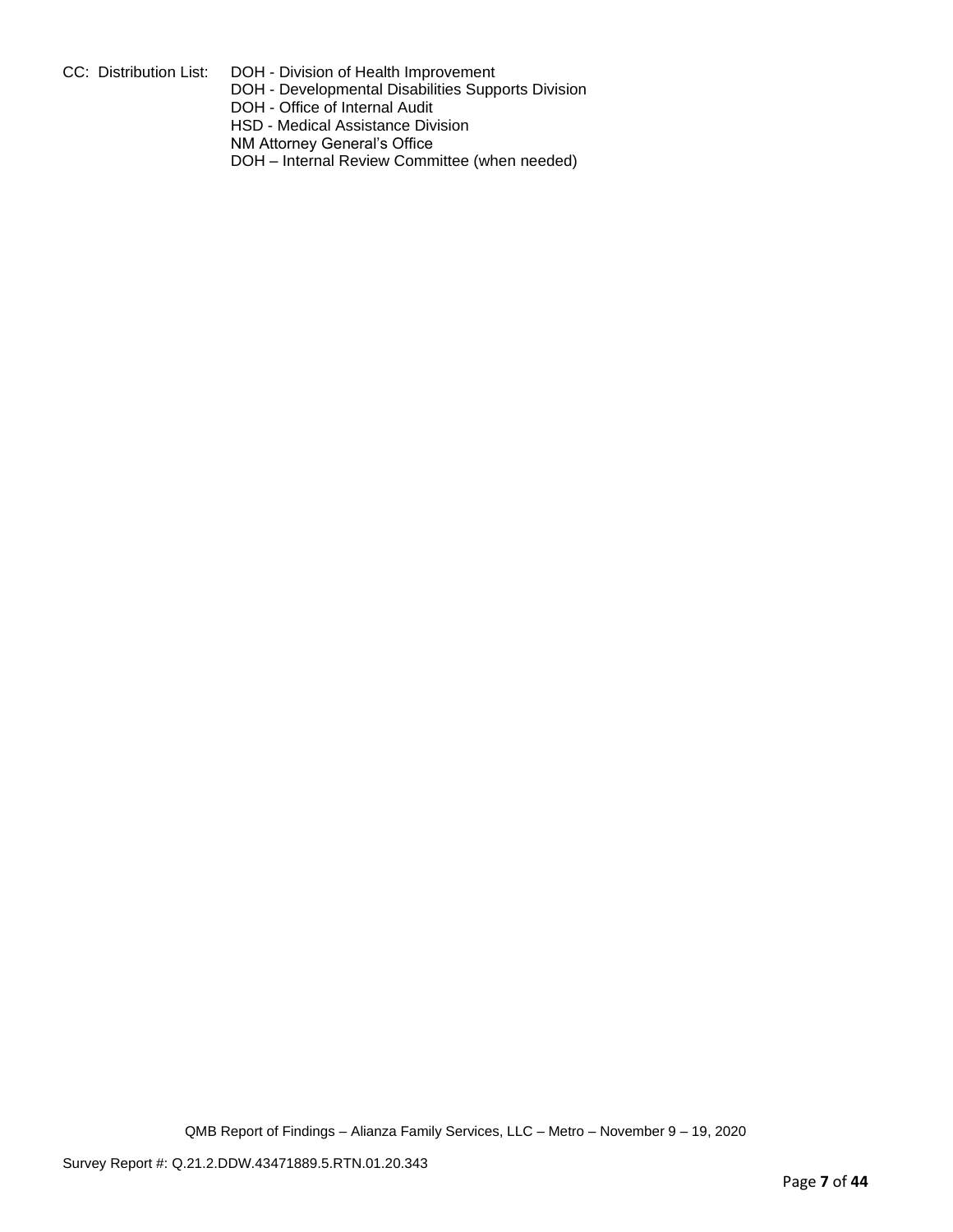CC: Distribution List: DOH - Division of Health Improvement
DOH - Developmental Disabilities Supports Division
DOH - Office of Internal Audit
HSD - Medical Assistance Division
NM Attorney General's Office
DOH – Internal Review Committee (when needed)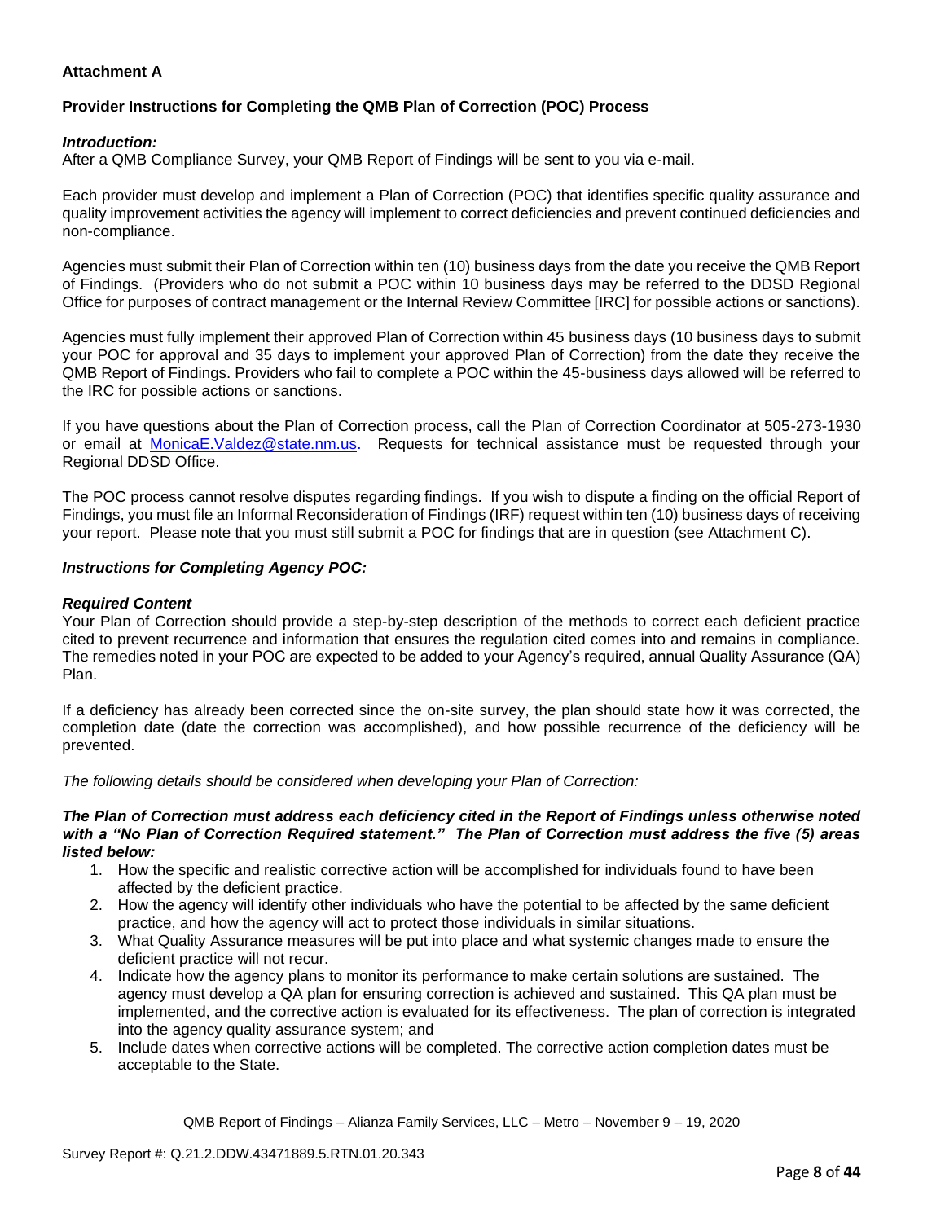**Attachment A**

**Provider Instructions for Completing the QMB Plan of Correction (POC) Process**

***Introduction:***

After a QMB Compliance Survey, your QMB Report of Findings will be sent to you via e-mail.

Each provider must develop and implement a Plan of Correction (POC) that identifies specific quality assurance and quality improvement activities the agency will implement to correct deficiencies and prevent continued deficiencies and non-compliance.

Agencies must submit their Plan of Correction within ten (10) business days from the date you receive the QMB Report of Findings. (Providers who do not submit a POC within 10 business days may be referred to the DDSD Regional Office for purposes of contract management or the Internal Review Committee [IRC] for possible actions or sanctions).

Agencies must fully implement their approved Plan of Correction within 45 business days (10 business days to submit your POC for approval and 35 days to implement your approved Plan of Correction) from the date they receive the QMB Report of Findings. Providers who fail to complete a POC within the 45-business days allowed will be referred to the IRC for possible actions or sanctions.

If you have questions about the Plan of Correction process, call the Plan of Correction Coordinator at 505-273-1930 or email at MonicaE.Valdez@state.nm.us. Requests for technical assistance must be requested through your Regional DDSD Office.

The POC process cannot resolve disputes regarding findings. If you wish to dispute a finding on the official Report of Findings, you must file an Informal Reconsideration of Findings (IRF) request within ten (10) business days of receiving your report. Please note that you must still submit a POC for findings that are in question (see Attachment C).

***Instructions for Completing Agency POC:***

***Required Content***

Your Plan of Correction should provide a step-by-step description of the methods to correct each deficient practice cited to prevent recurrence and information that ensures the regulation cited comes into and remains in compliance. The remedies noted in your POC are expected to be added to your Agency's required, annual Quality Assurance (QA) Plan.

If a deficiency has already been corrected since the on-site survey, the plan should state how it was corrected, the completion date (date the correction was accomplished), and how possible recurrence of the deficiency will be prevented.

*The following details should be considered when developing your Plan of Correction:*

***The Plan of Correction must address each deficiency cited in the Report of Findings unless otherwise noted with a "No Plan of Correction Required statement." The Plan of Correction must address the five (5) areas listed below:***

1. How the specific and realistic corrective action will be accomplished for individuals found to have been affected by the deficient practice.
2. How the agency will identify other individuals who have the potential to be affected by the same deficient practice, and how the agency will act to protect those individuals in similar situations.
3. What Quality Assurance measures will be put into place and what systemic changes made to ensure the deficient practice will not recur.
4. Indicate how the agency plans to monitor its performance to make certain solutions are sustained. The agency must develop a QA plan for ensuring correction is achieved and sustained. This QA plan must be implemented, and the corrective action is evaluated for its effectiveness. The plan of correction is integrated into the agency quality assurance system; and
5. Include dates when corrective actions will be completed. The corrective action completion dates must be acceptable to the State.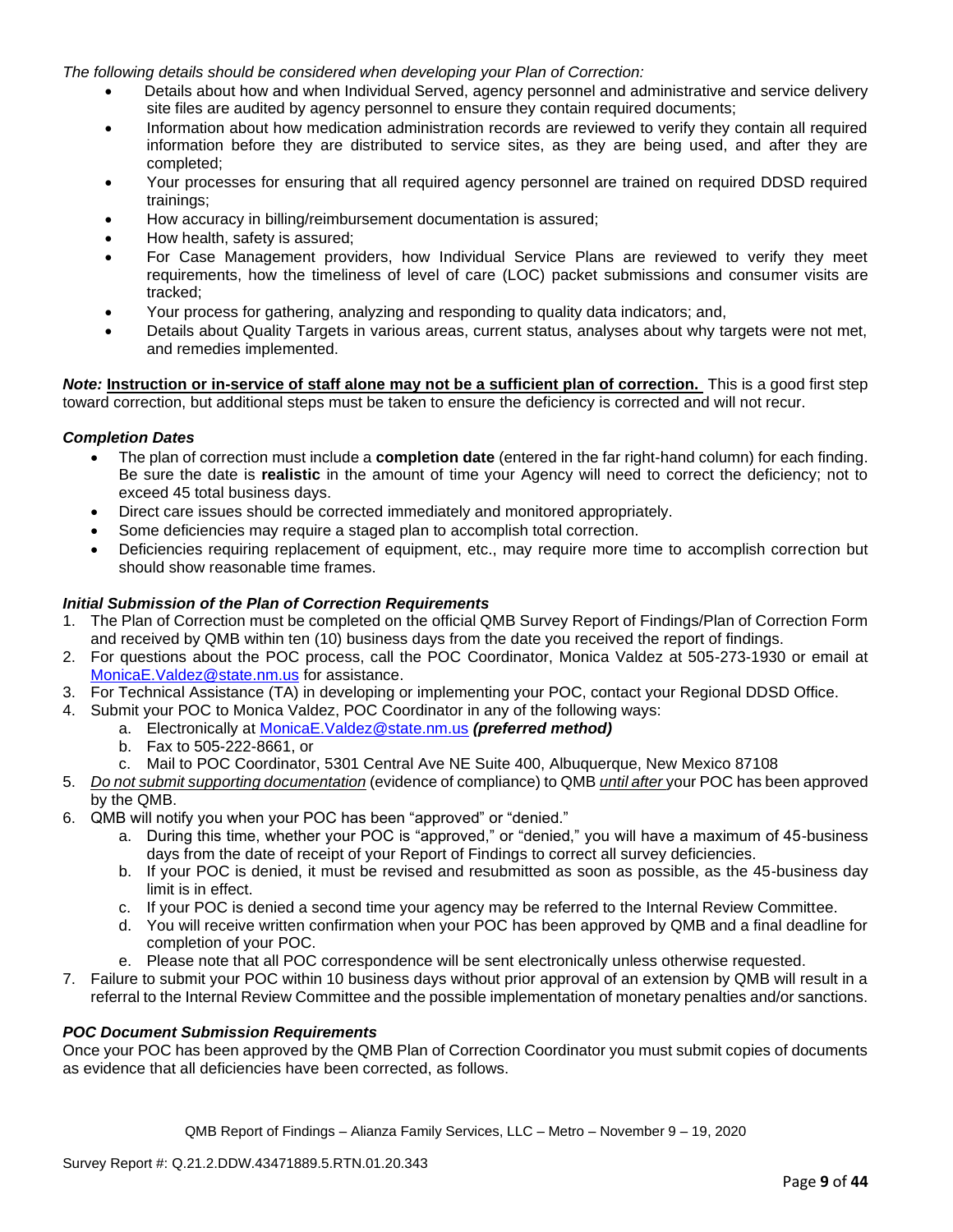*The following details should be considered when developing your Plan of Correction:*

- Details about how and when Individual Served, agency personnel and administrative and service delivery site files are audited by agency personnel to ensure they contain required documents;
- Information about how medication administration records are reviewed to verify they contain all required information before they are distributed to service sites, as they are being used, and after they are completed;
- Your processes for ensuring that all required agency personnel are trained on required DDSD required trainings;
- How accuracy in billing/reimbursement documentation is assured;
- How health, safety is assured;
- For Case Management providers, how Individual Service Plans are reviewed to verify they meet requirements, how the timeliness of level of care (LOC) packet submissions and consumer visits are tracked;
- Your process for gathering, analyzing and responding to quality data indicators; and,
- Details about Quality Targets in various areas, current status, analyses about why targets were not met, and remedies implemented.

***Note:*** **Instruction or in-service of staff alone may not be a sufficient plan of correction.** This is a good first step toward correction, but additional steps must be taken to ensure the deficiency is corrected and will not recur.

### *Completion Dates*

- The plan of correction must include a **completion date** (entered in the far right-hand column) for each finding. Be sure the date is **realistic** in the amount of time your Agency will need to correct the deficiency; not to exceed 45 total business days.
- Direct care issues should be corrected immediately and monitored appropriately.
- Some deficiencies may require a staged plan to accomplish total correction.
- Deficiencies requiring replacement of equipment, etc., may require more time to accomplish correction but should show reasonable time frames.

### *Initial Submission of the Plan of Correction Requirements*

1. The Plan of Correction must be completed on the official QMB Survey Report of Findings/Plan of Correction Form and received by QMB within ten (10) business days from the date you received the report of findings.
2. For questions about the POC process, call the POC Coordinator, Monica Valdez at 505-273-1930 or email at MonicaE.Valdez@state.nm.us for assistance.
3. For Technical Assistance (TA) in developing or implementing your POC, contact your Regional DDSD Office.
4. Submit your POC to Monica Valdez, POC Coordinator in any of the following ways:
   a. Electronically at MonicaE.Valdez@state.nm.us ***(preferred method)***
   b. Fax to 505-222-8661, or
   c. Mail to POC Coordinator, 5301 Central Ave NE Suite 400, Albuquerque, New Mexico 87108
5. *Do not submit supporting documentation* (evidence of compliance) to QMB *until after* your POC has been approved by the QMB.
6. QMB will notify you when your POC has been "approved" or "denied."
   a. During this time, whether your POC is "approved," or "denied," you will have a maximum of 45-business days from the date of receipt of your Report of Findings to correct all survey deficiencies.
   b. If your POC is denied, it must be revised and resubmitted as soon as possible, as the 45-business day limit is in effect.
   c. If your POC is denied a second time your agency may be referred to the Internal Review Committee.
   d. You will receive written confirmation when your POC has been approved by QMB and a final deadline for completion of your POC.
   e. Please note that all POC correspondence will be sent electronically unless otherwise requested.
7. Failure to submit your POC within 10 business days without prior approval of an extension by QMB will result in a referral to the Internal Review Committee and the possible implementation of monetary penalties and/or sanctions.

### *POC Document Submission Requirements*

Once your POC has been approved by the QMB Plan of Correction Coordinator you must submit copies of documents as evidence that all deficiencies have been corrected, as follows.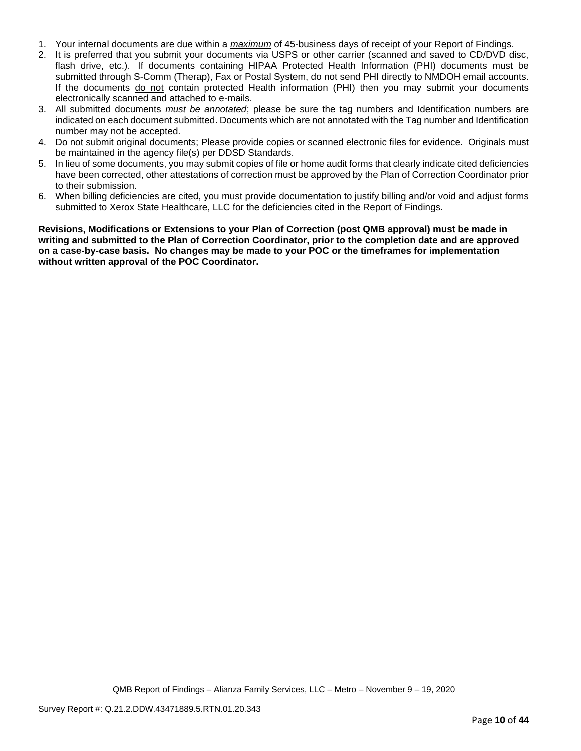1. Your internal documents are due within a *maximum* of 45-business days of receipt of your Report of Findings.
2. It is preferred that you submit your documents via USPS or other carrier (scanned and saved to CD/DVD disc, flash drive, etc.). If documents containing HIPAA Protected Health Information (PHI) documents must be submitted through S-Comm (Therap), Fax or Postal System, do not send PHI directly to NMDOH email accounts. If the documents do not contain protected Health information (PHI) then you may submit your documents electronically scanned and attached to e-mails.
3. All submitted documents *must be annotated*; please be sure the tag numbers and Identification numbers are indicated on each document submitted. Documents which are not annotated with the Tag number and Identification number may not be accepted.
4. Do not submit original documents; Please provide copies or scanned electronic files for evidence. Originals must be maintained in the agency file(s) per DDSD Standards.
5. In lieu of some documents, you may submit copies of file or home audit forms that clearly indicate cited deficiencies have been corrected, other attestations of correction must be approved by the Plan of Correction Coordinator prior to their submission.
6. When billing deficiencies are cited, you must provide documentation to justify billing and/or void and adjust forms submitted to Xerox State Healthcare, LLC for the deficiencies cited in the Report of Findings.

**Revisions, Modifications or Extensions to your Plan of Correction (post QMB approval) must be made in writing and submitted to the Plan of Correction Coordinator, prior to the completion date and are approved on a case-by-case basis. No changes may be made to your POC or the timeframes for implementation without written approval of the POC Coordinator.**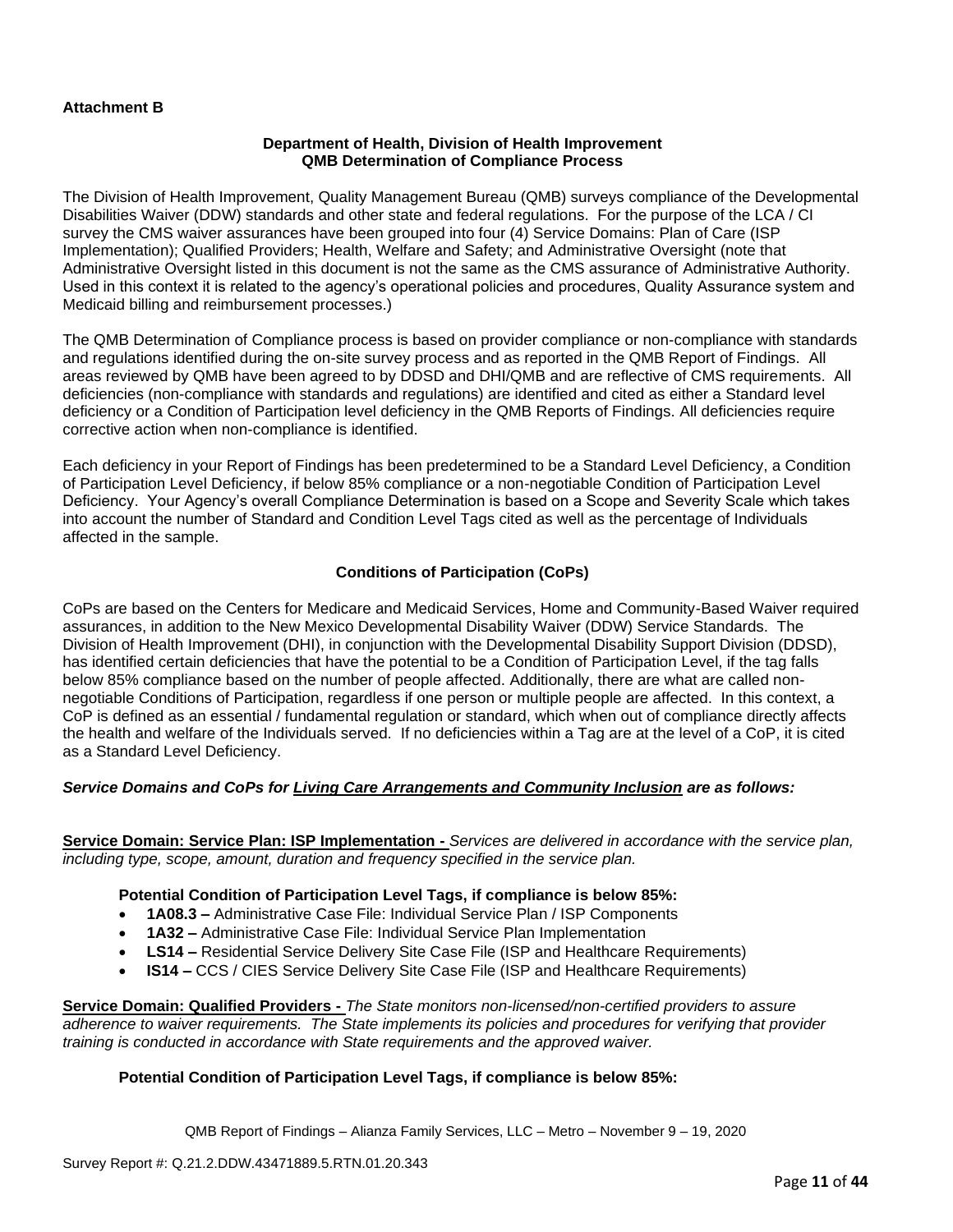**Attachment B**

**Department of Health, Division of Health Improvement**
**QMB Determination of Compliance Process**

The Division of Health Improvement, Quality Management Bureau (QMB) surveys compliance of the Developmental Disabilities Waiver (DDW) standards and other state and federal regulations. For the purpose of the LCA / CI survey the CMS waiver assurances have been grouped into four (4) Service Domains: Plan of Care (ISP Implementation); Qualified Providers; Health, Welfare and Safety; and Administrative Oversight (note that Administrative Oversight listed in this document is not the same as the CMS assurance of Administrative Authority. Used in this context it is related to the agency's operational policies and procedures, Quality Assurance system and Medicaid billing and reimbursement processes.)

The QMB Determination of Compliance process is based on provider compliance or non-compliance with standards and regulations identified during the on-site survey process and as reported in the QMB Report of Findings. All areas reviewed by QMB have been agreed to by DDSD and DHI/QMB and are reflective of CMS requirements. All deficiencies (non-compliance with standards and regulations) are identified and cited as either a Standard level deficiency or a Condition of Participation level deficiency in the QMB Reports of Findings. All deficiencies require corrective action when non-compliance is identified.

Each deficiency in your Report of Findings has been predetermined to be a Standard Level Deficiency, a Condition of Participation Level Deficiency, if below 85% compliance or a non-negotiable Condition of Participation Level Deficiency. Your Agency's overall Compliance Determination is based on a Scope and Severity Scale which takes into account the number of Standard and Condition Level Tags cited as well as the percentage of Individuals affected in the sample.

**Conditions of Participation (CoPs)**

CoPs are based on the Centers for Medicare and Medicaid Services, Home and Community-Based Waiver required assurances, in addition to the New Mexico Developmental Disability Waiver (DDW) Service Standards. The Division of Health Improvement (DHI), in conjunction with the Developmental Disability Support Division (DDSD), has identified certain deficiencies that have the potential to be a Condition of Participation Level, if the tag falls below 85% compliance based on the number of people affected. Additionally, there are what are called non-negotiable Conditions of Participation, regardless if one person or multiple people are affected. In this context, a CoP is defined as an essential / fundamental regulation or standard, which when out of compliance directly affects the health and welfare of the Individuals served. If no deficiencies within a Tag are at the level of a CoP, it is cited as a Standard Level Deficiency.

***Service Domains and CoPs for Living Care Arrangements and Community Inclusion are as follows:***

**Service Domain: Service Plan: ISP Implementation -** *Services are delivered in accordance with the service plan, including type, scope, amount, duration and frequency specified in the service plan.*

**Potential Condition of Participation Level Tags, if compliance is below 85%:**

- **1A08.3 –** Administrative Case File: Individual Service Plan / ISP Components
- **1A32 –** Administrative Case File: Individual Service Plan Implementation
- **LS14 –** Residential Service Delivery Site Case File (ISP and Healthcare Requirements)
- **IS14 –** CCS / CIES Service Delivery Site Case File (ISP and Healthcare Requirements)

**Service Domain: Qualified Providers -** *The State monitors non-licensed/non-certified providers to assure adherence to waiver requirements. The State implements its policies and procedures for verifying that provider training is conducted in accordance with State requirements and the approved waiver.*

**Potential Condition of Participation Level Tags, if compliance is below 85%:**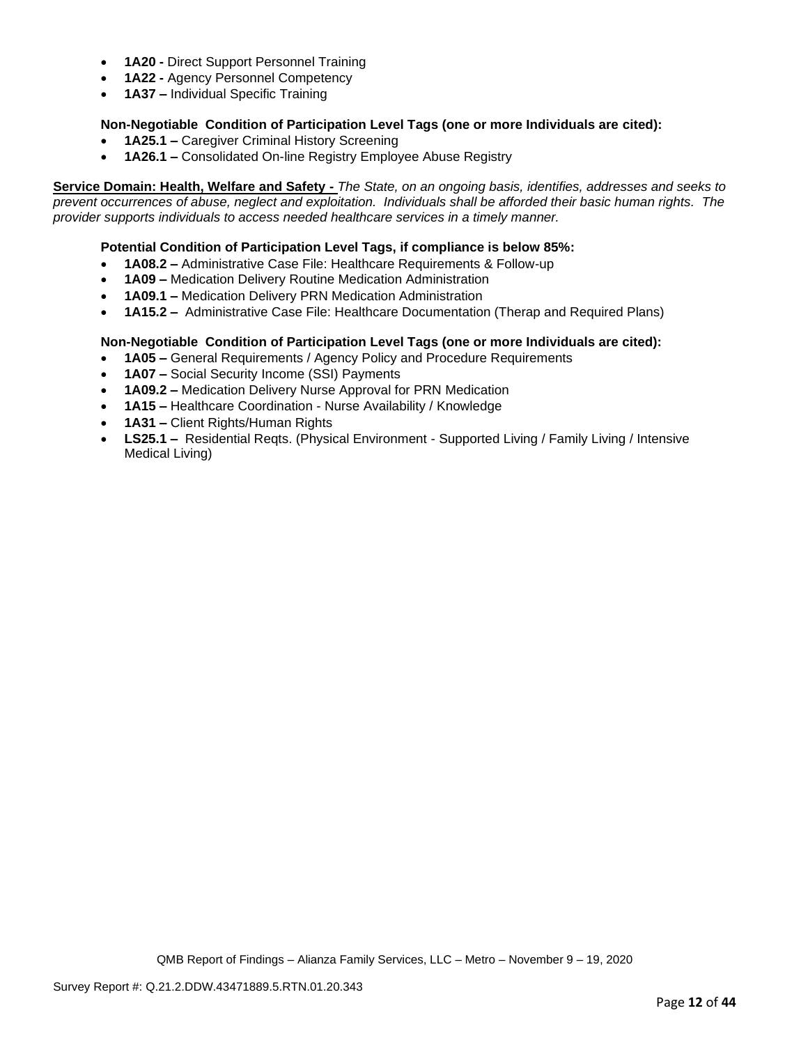- **1A20 -** Direct Support Personnel Training
- **1A22 -** Agency Personnel Competency
- **1A37 –** Individual Specific Training

**Non-Negotiable Condition of Participation Level Tags (one or more Individuals are cited):**

- **1A25.1 –** Caregiver Criminal History Screening
- **1A26.1 –** Consolidated On-line Registry Employee Abuse Registry

**Service Domain: Health, Welfare and Safety -** *The State, on an ongoing basis, identifies, addresses and seeks to prevent occurrences of abuse, neglect and exploitation. Individuals shall be afforded their basic human rights. The provider supports individuals to access needed healthcare services in a timely manner.*

**Potential Condition of Participation Level Tags, if compliance is below 85%:**

- **1A08.2 –** Administrative Case File: Healthcare Requirements & Follow-up
- **1A09 –** Medication Delivery Routine Medication Administration
- **1A09.1 –** Medication Delivery PRN Medication Administration
- **1A15.2 –** Administrative Case File: Healthcare Documentation (Therap and Required Plans)

**Non-Negotiable Condition of Participation Level Tags (one or more Individuals are cited):**

- **1A05 –** General Requirements / Agency Policy and Procedure Requirements
- **1A07 –** Social Security Income (SSI) Payments
- **1A09.2 –** Medication Delivery Nurse Approval for PRN Medication
- **1A15 –** Healthcare Coordination - Nurse Availability / Knowledge
- **1A31 –** Client Rights/Human Rights
- **LS25.1 –** Residential Reqts. (Physical Environment - Supported Living / Family Living / Intensive Medical Living)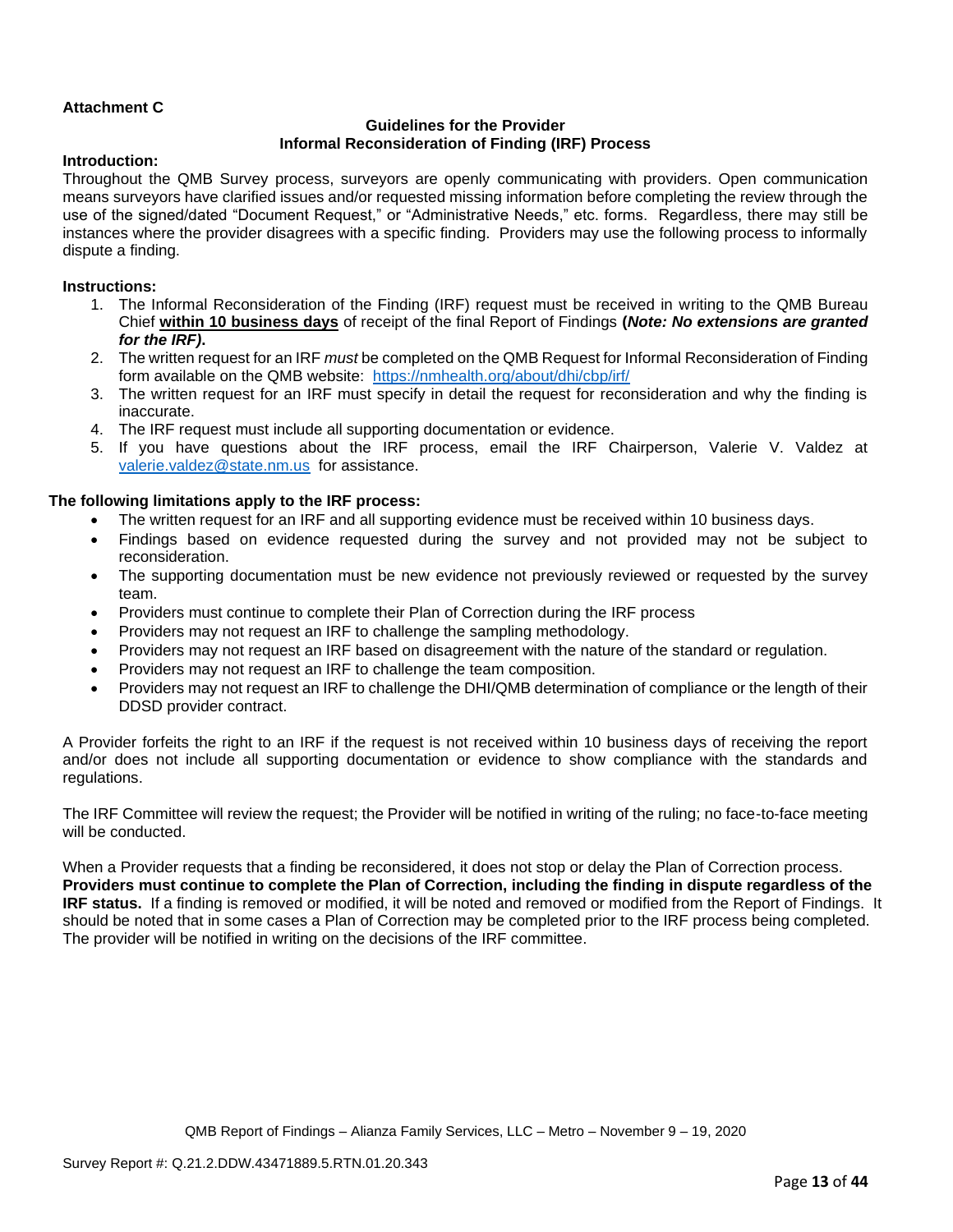**Attachment C**

**Guidelines for the Provider**
**Informal Reconsideration of Finding (IRF) Process**

**Introduction:**
Throughout the QMB Survey process, surveyors are openly communicating with providers. Open communication means surveyors have clarified issues and/or requested missing information before completing the review through the use of the signed/dated "Document Request," or "Administrative Needs," etc. forms. Regardless, there may still be instances where the provider disagrees with a specific finding. Providers may use the following process to informally dispute a finding.

**Instructions:**

1. The Informal Reconsideration of the Finding (IRF) request must be received in writing to the QMB Bureau Chief **within 10 business days** of receipt of the final Report of Findings **(*Note: No extensions are granted for the IRF)*.**
2. The written request for an IRF *must* be completed on the QMB Request for Informal Reconsideration of Finding form available on the QMB website: https://nmhealth.org/about/dhi/cbp/irf/
3. The written request for an IRF must specify in detail the request for reconsideration and why the finding is inaccurate.
4. The IRF request must include all supporting documentation or evidence.
5. If you have questions about the IRF process, email the IRF Chairperson, Valerie V. Valdez at valerie.valdez@state.nm.us for assistance.

**The following limitations apply to the IRF process:**

- The written request for an IRF and all supporting evidence must be received within 10 business days.
- Findings based on evidence requested during the survey and not provided may not be subject to reconsideration.
- The supporting documentation must be new evidence not previously reviewed or requested by the survey team.
- Providers must continue to complete their Plan of Correction during the IRF process
- Providers may not request an IRF to challenge the sampling methodology.
- Providers may not request an IRF based on disagreement with the nature of the standard or regulation.
- Providers may not request an IRF to challenge the team composition.
- Providers may not request an IRF to challenge the DHI/QMB determination of compliance or the length of their DDSD provider contract.

A Provider forfeits the right to an IRF if the request is not received within 10 business days of receiving the report and/or does not include all supporting documentation or evidence to show compliance with the standards and regulations.

The IRF Committee will review the request; the Provider will be notified in writing of the ruling; no face-to-face meeting will be conducted.

When a Provider requests that a finding be reconsidered, it does not stop or delay the Plan of Correction process. **Providers must continue to complete the Plan of Correction, including the finding in dispute regardless of the IRF status.** If a finding is removed or modified, it will be noted and removed or modified from the Report of Findings. It should be noted that in some cases a Plan of Correction may be completed prior to the IRF process being completed. The provider will be notified in writing on the decisions of the IRF committee.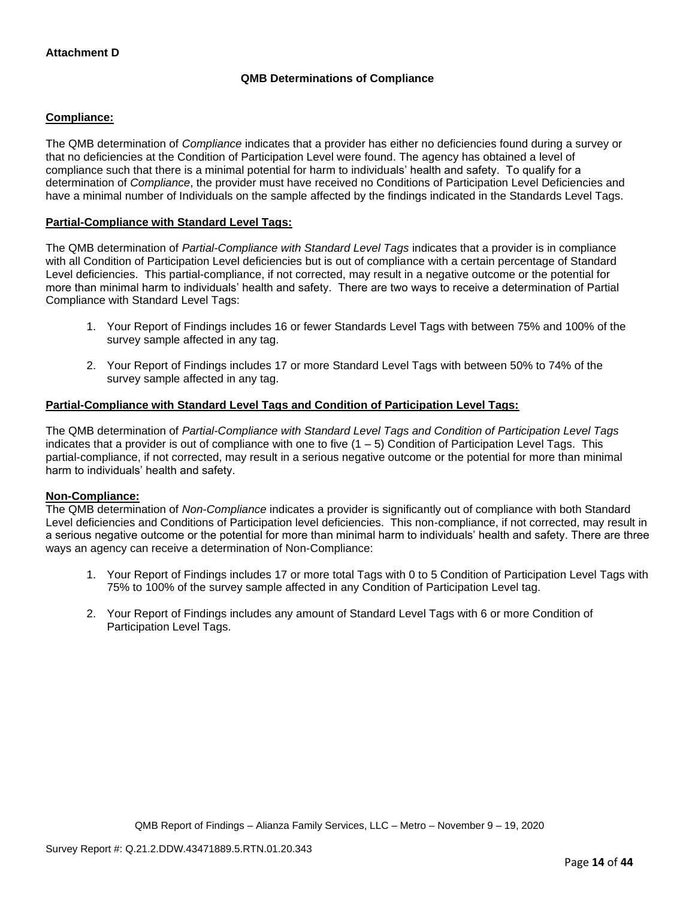**Attachment D**

## QMB Determinations of Compliance

**Compliance:**

The QMB determination of *Compliance* indicates that a provider has either no deficiencies found during a survey or that no deficiencies at the Condition of Participation Level were found. The agency has obtained a level of compliance such that there is a minimal potential for harm to individuals' health and safety. To qualify for a determination of *Compliance*, the provider must have received no Conditions of Participation Level Deficiencies and have a minimal number of Individuals on the sample affected by the findings indicated in the Standards Level Tags.

**Partial-Compliance with Standard Level Tags:**

The QMB determination of *Partial-Compliance with Standard Level Tags* indicates that a provider is in compliance with all Condition of Participation Level deficiencies but is out of compliance with a certain percentage of Standard Level deficiencies. This partial-compliance, if not corrected, may result in a negative outcome or the potential for more than minimal harm to individuals' health and safety. There are two ways to receive a determination of Partial Compliance with Standard Level Tags:

1. Your Report of Findings includes 16 or fewer Standards Level Tags with between 75% and 100% of the survey sample affected in any tag.
2. Your Report of Findings includes 17 or more Standard Level Tags with between 50% to 74% of the survey sample affected in any tag.

**Partial-Compliance with Standard Level Tags and Condition of Participation Level Tags:**

The QMB determination of *Partial-Compliance with Standard Level Tags and Condition of Participation Level Tags* indicates that a provider is out of compliance with one to five (1 – 5) Condition of Participation Level Tags. This partial-compliance, if not corrected, may result in a serious negative outcome or the potential for more than minimal harm to individuals' health and safety.

**Non-Compliance:**

The QMB determination of *Non-Compliance* indicates a provider is significantly out of compliance with both Standard Level deficiencies and Conditions of Participation level deficiencies. This non-compliance, if not corrected, may result in a serious negative outcome or the potential for more than minimal harm to individuals' health and safety. There are three ways an agency can receive a determination of Non-Compliance:

1. Your Report of Findings includes 17 or more total Tags with 0 to 5 Condition of Participation Level Tags with 75% to 100% of the survey sample affected in any Condition of Participation Level tag.
2. Your Report of Findings includes any amount of Standard Level Tags with 6 or more Condition of Participation Level Tags.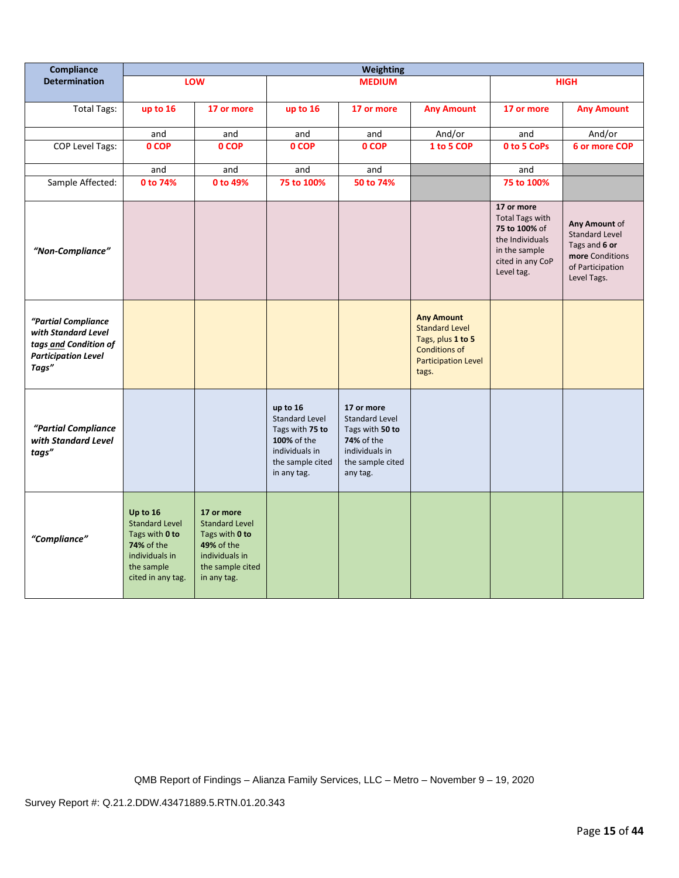| Compliance Determination | Weighting | | | | | | |
|---|---|---|---|---|---|---|---|
| | LOW | | MEDIUM | | | HIGH | |
| Total Tags: | up to 16 | 17 or more | up to 16 | 17 or more | Any Amount | 17 or more | Any Amount |
| | and | and | and | and | And/or | and | And/or |
| COP Level Tags: | 0 COP | 0 COP | 0 COP | 0 COP | 1 to 5 COP | 0 to 5 CoPs | 6 or more COP |
| | and | and | and | and | | and | |
| Sample Affected: | 0 to 74% | 0 to 49% | 75 to 100% | 50 to 74% | | 75 to 100% | |
| *"Non-Compliance"* | | | | | | **17 or more** Total Tags with **75 to 100%** of the Individuals in the sample cited in any CoP Level tag. | **Any Amount** of Standard Level Tags and **6 or more** Conditions of Participation Level Tags. |
| ***"Partial Compliance with Standard Level tags and Condition of Participation Level Tags"*** | | | | | **Any Amount** Standard Level Tags, plus **1 to 5** Conditions of Participation Level tags. | | |
| ***"Partial Compliance with Standard Level tags"*** | | | **up to 16** Standard Level Tags with **75 to 100%** of the individuals in the sample cited in any tag. | **17 or more** Standard Level Tags with **50 to 74%** of the individuals in the sample cited any tag. | | | |
| ***"Compliance"*** | **Up to 16** Standard Level Tags with **0 to 74%** of the individuals in the sample cited in any tag. | **17 or more** Standard Level Tags with **0 to 49%** of the individuals in the sample cited in any tag. | | | | | |

QMB Report of Findings – Alianza Family Services, LLC – Metro – November 9 – 19, 2020

Survey Report #: Q.21.2.DDW.43471889.5.RTN.01.20.343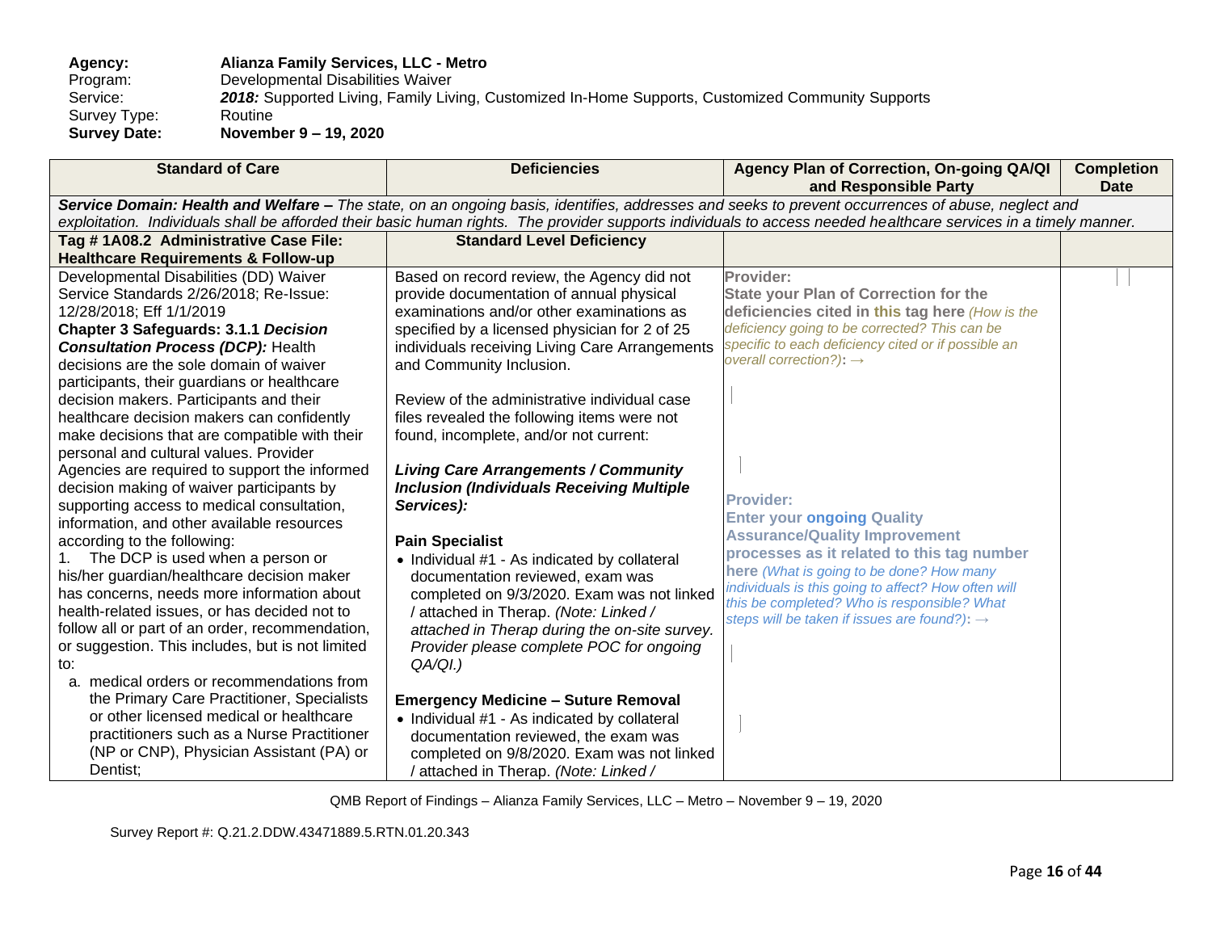**Agency:** **Alianza Family Services, LLC - Metro**
Program: Developmental Disabilities Waiver
Service: ***2018:*** Supported Living, Family Living, Customized In-Home Supports, Customized Community Supports
Survey Type: Routine
**Survey Date:** **November 9 – 19, 2020**

| Standard of Care | Deficiencies | Agency Plan of Correction, On-going QA/QI and Responsible Party | Completion Date |
|---|---|---|---|
| ***Service Domain: Health and Welfare –*** *The state, on an ongoing basis, identifies, addresses and seeks to prevent occurrences of abuse, neglect and exploitation. Individuals shall be afforded their basic human rights. The provider supports individuals to access needed healthcare services in a timely manner.* | | | |
| **Tag # 1A08.2 Administrative Case File: Healthcare Requirements & Follow-up** | **Standard Level Deficiency** | | |
| Developmental Disabilities (DD) Waiver Service Standards 2/26/2018; Re-Issue: 12/28/2018; Eff 1/1/2019<br>**Chapter 3 Safeguards: 3.1.1 *Decision Consultation Process (DCP):*** Health decisions are the sole domain of waiver participants, their guardians or healthcare decision makers. Participants and their healthcare decision makers can confidently make decisions that are compatible with their personal and cultural values. Provider Agencies are required to support the informed decision making of waiver participants by supporting access to medical consultation, information, and other available resources according to the following:<br>1. The DCP is used when a person or his/her guardian/healthcare decision maker has concerns, needs more information about health-related issues, or has decided not to follow all or part of an order, recommendation, or suggestion. This includes, but is not limited to:<br>a. medical orders or recommendations from the Primary Care Practitioner, Specialists or other licensed medical or healthcare practitioners such as a Nurse Practitioner (NP or CNP), Physician Assistant (PA) or Dentist; | Based on record review, the Agency did not provide documentation of annual physical examinations and/or other examinations as specified by a licensed physician for 2 of 25 individuals receiving Living Care Arrangements and Community Inclusion.<br><br>Review of the administrative individual case files revealed the following items were not found, incomplete, and/or not current:<br><br>***Living Care Arrangements / Community Inclusion (Individuals Receiving Multiple Services):***<br><br>**Pain Specialist**<br>• Individual #1 - As indicated by collateral documentation reviewed, exam was completed on 9/3/2020. Exam was not linked / attached in Therap. *(Note: Linked / attached in Therap during the on-site survey. Provider please complete POC for ongoing QA/QI.)*<br><br>**Emergency Medicine – Suture Removal**<br>• Individual #1 - As indicated by collateral documentation reviewed, the exam was completed on 9/8/2020. Exam was not linked / attached in Therap. *(Note: Linked /* | **Provider:**<br>**State your Plan of Correction for the deficiencies cited in this tag here** *(How is the deficiency going to be corrected? This can be specific to each deficiency cited or if possible an overall correction?)*: →<br><br><br><br>**Provider:**<br>**Enter your ongoing Quality Assurance/Quality Improvement processes as it related to this tag number here** *(What is going to be done? How many individuals is this going to affect? How often will this be completed? Who is responsible? What steps will be taken if issues are found?)*: → | |

QMB Report of Findings – Alianza Family Services, LLC – Metro – November 9 – 19, 2020

Survey Report #: Q.21.2.DDW.43471889.5.RTN.01.20.343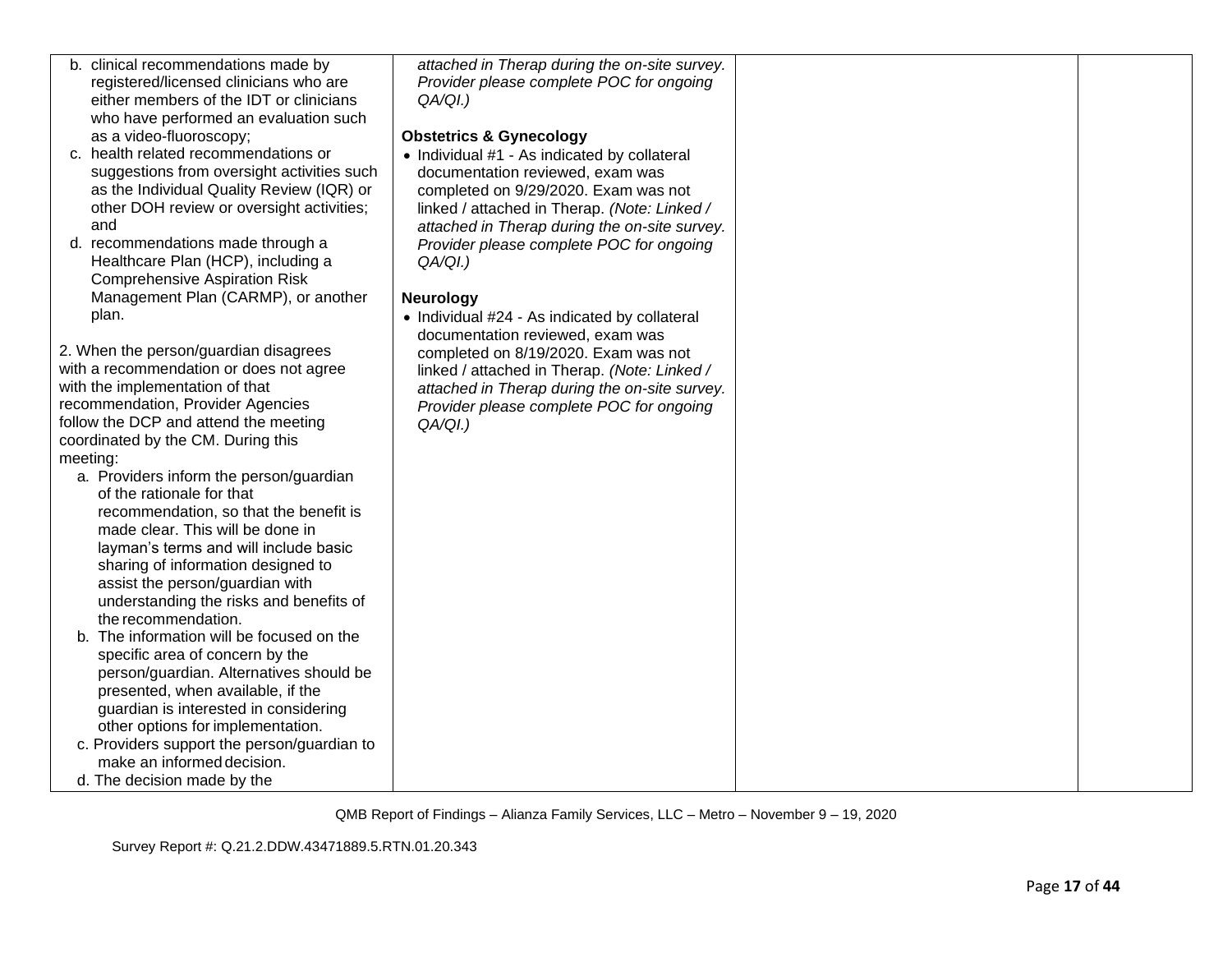| | | | |
|---|---|---|---|
| b. clinical recommendations made by registered/licensed clinicians who are either members of the IDT or clinicians who have performed an evaluation such as a video-fluoroscopy;<br>c. health related recommendations or suggestions from oversight activities such as the Individual Quality Review (IQR) or other DOH review or oversight activities; and<br>d. recommendations made through a Healthcare Plan (HCP), including a Comprehensive Aspiration Risk Management Plan (CARMP), or another plan.<br><br>2. When the person/guardian disagrees with a recommendation or does not agree with the implementation of that recommendation, Provider Agencies follow the DCP and attend the meeting coordinated by the CM. During this meeting:<br>a. Providers inform the person/guardian of the rationale for that recommendation, so that the benefit is made clear. This will be done in layman's terms and will include basic sharing of information designed to assist the person/guardian with understanding the risks and benefits of the recommendation.<br>b. The information will be focused on the specific area of concern by the person/guardian. Alternatives should be presented, when available, if the guardian is interested in considering other options for implementation.<br>c. Providers support the person/guardian to make an informed decision.<br>d. The decision made by the | *attached in Therap during the on-site survey. Provider please complete POC for ongoing QA/QI.)*<br><br>**Obstetrics & Gynecology**<br>• Individual #1 - As indicated by collateral documentation reviewed, exam was completed on 9/29/2020. Exam was not linked / attached in Therap. *(Note: Linked / attached in Therap during the on-site survey. Provider please complete POC for ongoing QA/QI.)*<br><br>**Neurology**<br>• Individual #24 - As indicated by collateral documentation reviewed, exam was completed on 8/19/2020. Exam was not linked / attached in Therap. *(Note: Linked / attached in Therap during the on-site survey. Provider please complete POC for ongoing QA/QI.)* | | |

QMB Report of Findings – Alianza Family Services, LLC – Metro – November 9 – 19, 2020

Survey Report #: Q.21.2.DDW.43471889.5.RTN.01.20.343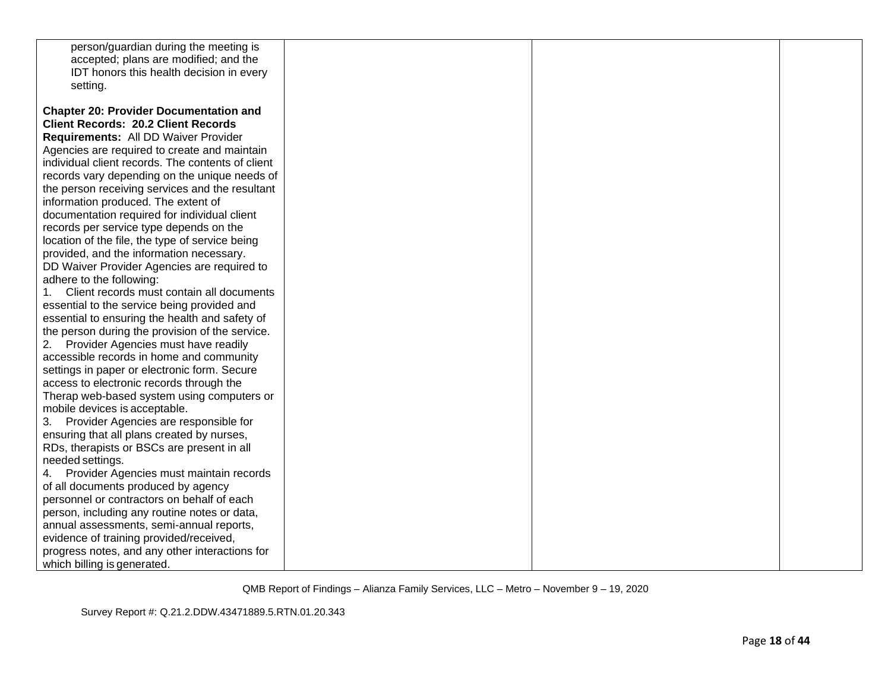| | | | |
|---|---|---|---|
| person/guardian during the meeting is accepted; plans are modified; and the IDT honors this health decision in every setting.<br><br>**Chapter 20: Provider Documentation and Client Records: 20.2 Client Records Requirements:** All DD Waiver Provider Agencies are required to create and maintain individual client records. The contents of client records vary depending on the unique needs of the person receiving services and the resultant information produced. The extent of documentation required for individual client records per service type depends on the location of the file, the type of service being provided, and the information necessary.<br>DD Waiver Provider Agencies are required to adhere to the following:<br>1. Client records must contain all documents essential to the service being provided and essential to ensuring the health and safety of the person during the provision of the service.<br>2. Provider Agencies must have readily accessible records in home and community settings in paper or electronic form. Secure access to electronic records through the Therap web-based system using computers or mobile devices is acceptable.<br>3. Provider Agencies are responsible for ensuring that all plans created by nurses, RDs, therapists or BSCs are present in all needed settings.<br>4. Provider Agencies must maintain records of all documents produced by agency personnel or contractors on behalf of each person, including any routine notes or data, annual assessments, semi-annual reports, evidence of training provided/received, progress notes, and any other interactions for which billing is generated. | | | |

QMB Report of Findings – Alianza Family Services, LLC – Metro – November 9 – 19, 2020

Survey Report #: Q.21.2.DDW.43471889.5.RTN.01.20.343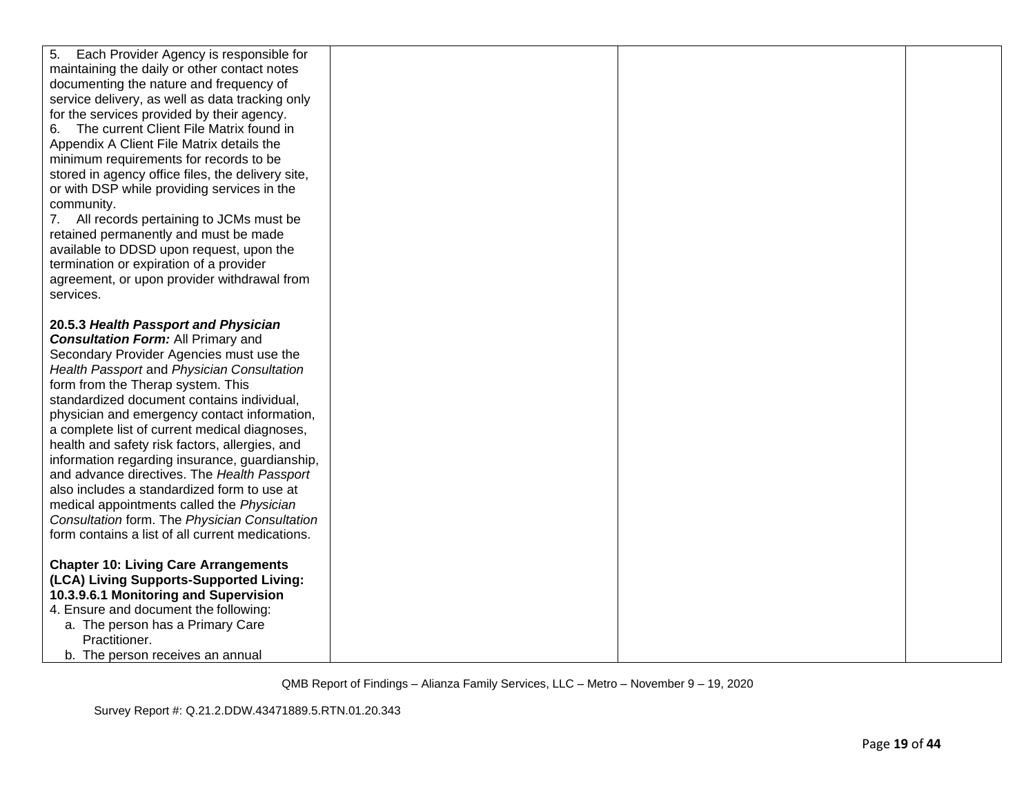| | | | |
|---|---|---|---|
| 5. Each Provider Agency is responsible for maintaining the daily or other contact notes documenting the nature and frequency of service delivery, as well as data tracking only for the services provided by their agency.<br>6. The current Client File Matrix found in Appendix A Client File Matrix details the minimum requirements for records to be stored in agency office files, the delivery site, or with DSP while providing services in the community.<br>7. All records pertaining to JCMs must be retained permanently and must be made available to DDSD upon request, upon the termination or expiration of a provider agreement, or upon provider withdrawal from services.<br><br>**20.5.3 *Health Passport and Physician Consultation Form:*** All Primary and Secondary Provider Agencies must use the *Health Passport* and *Physician Consultation* form from the Therap system. This standardized document contains individual, physician and emergency contact information, a complete list of current medical diagnoses, health and safety risk factors, allergies, and information regarding insurance, guardianship, and advance directives. The *Health Passport* also includes a standardized form to use at medical appointments called the *Physician Consultation* form. The *Physician Consultation* form contains a list of all current medications.<br><br>**Chapter 10: Living Care Arrangements (LCA) Living Supports-Supported Living: 10.3.9.6.1 Monitoring and Supervision**<br>4. Ensure and document the following:<br>a. The person has a Primary Care Practitioner.<br>b. The person receives an annual | | | |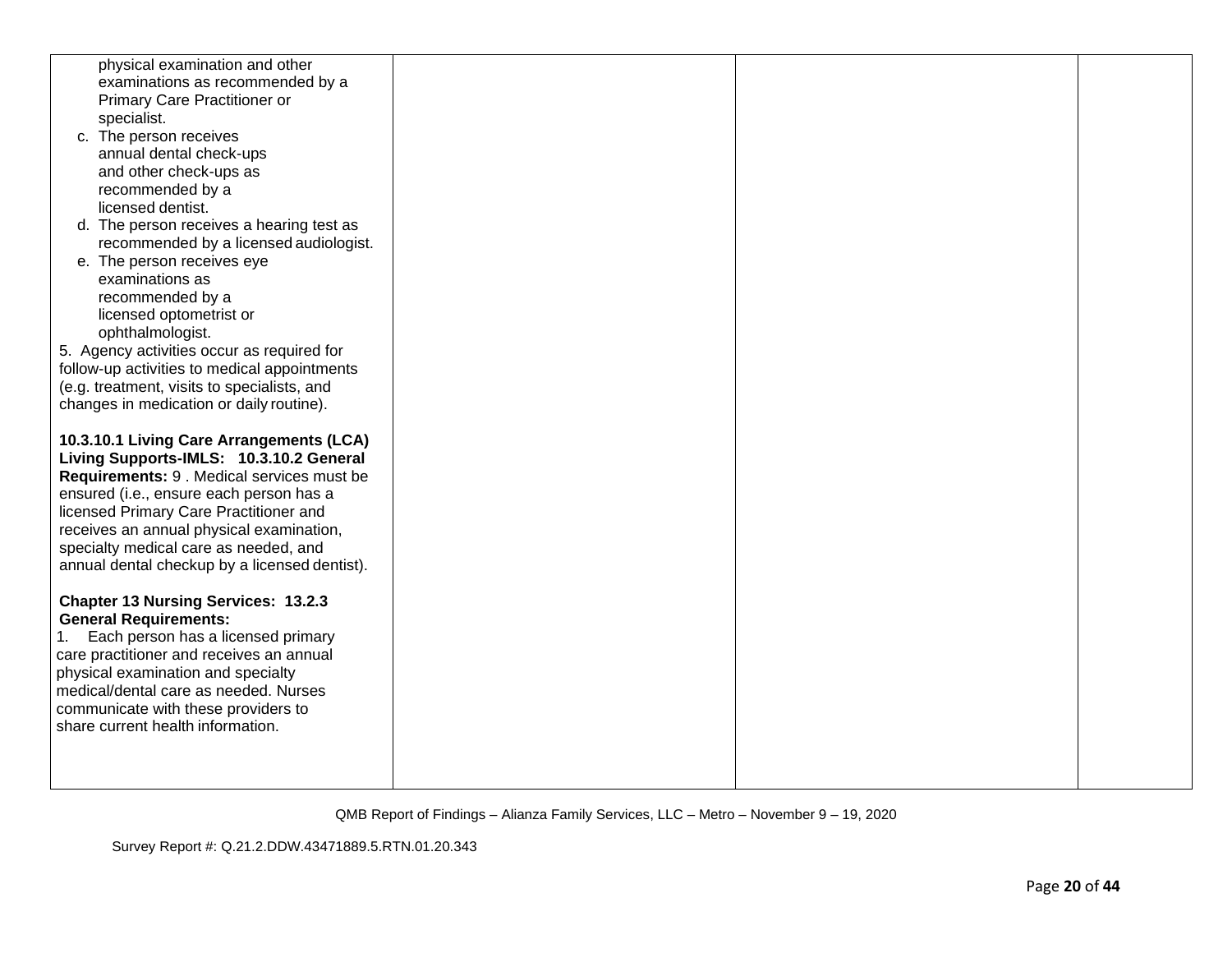| | | | |
|---|---|---|---|
| physical examination and other examinations as recommended by a Primary Care Practitioner or specialist.<br>c. The person receives annual dental check-ups and other check-ups as recommended by a licensed dentist.<br>d. The person receives a hearing test as recommended by a licensed audiologist.<br>e. The person receives eye examinations as recommended by a licensed optometrist or ophthalmologist.<br>5. Agency activities occur as required for follow-up activities to medical appointments (e.g. treatment, visits to specialists, and changes in medication or daily routine).<br><br>**10.3.10.1 Living Care Arrangements (LCA) Living Supports-IMLS: 10.3.10.2 General Requirements:** 9 . Medical services must be ensured (i.e., ensure each person has a licensed Primary Care Practitioner and receives an annual physical examination, specialty medical care as needed, and annual dental checkup by a licensed dentist).<br><br>**Chapter 13 Nursing Services: 13.2.3 General Requirements:**<br>1. Each person has a licensed primary care practitioner and receives an annual physical examination and specialty medical/dental care as needed. Nurses communicate with these providers to share current health information. | | | |

QMB Report of Findings – Alianza Family Services, LLC – Metro – November 9 – 19, 2020

Survey Report #: Q.21.2.DDW.43471889.5.RTN.01.20.343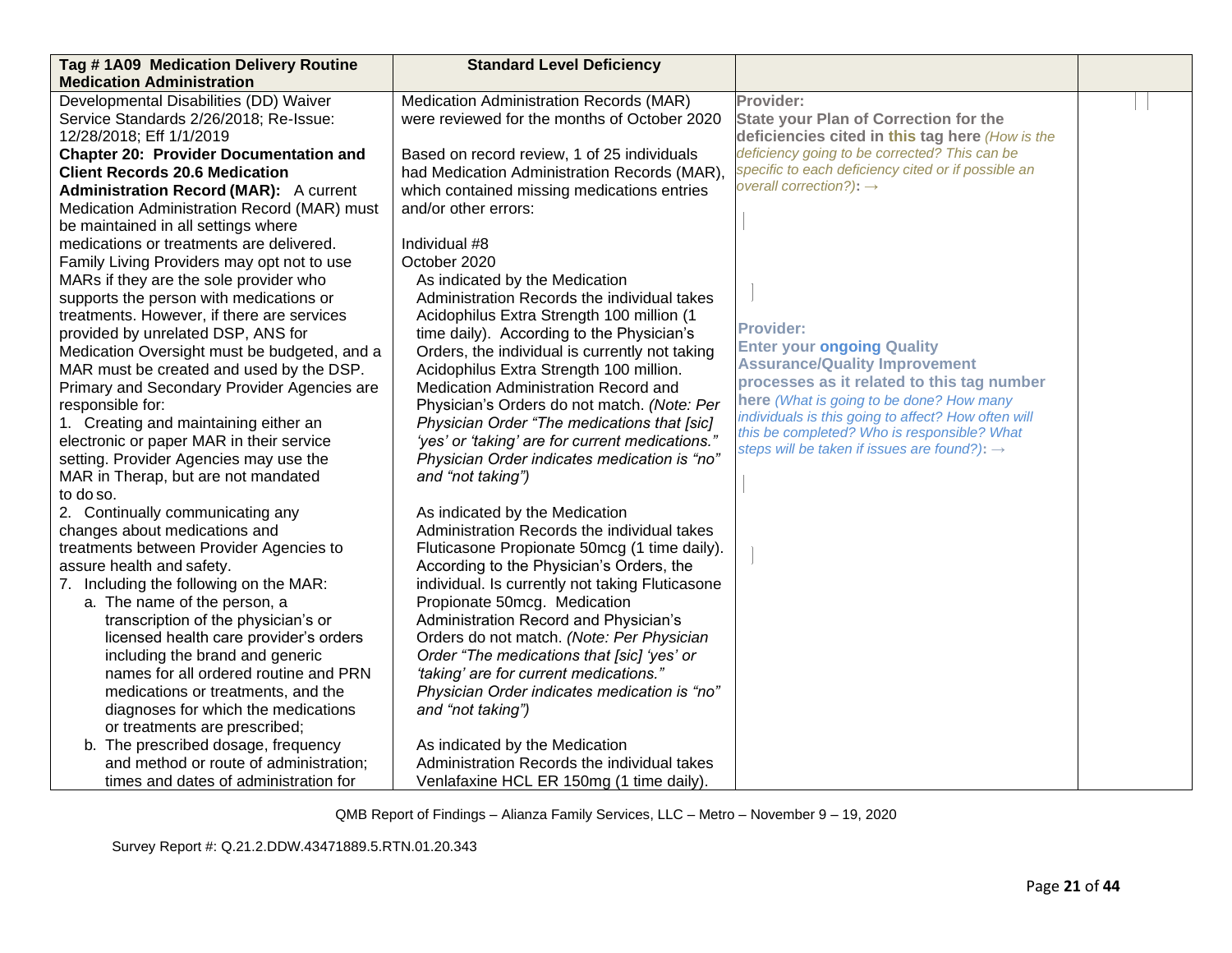| **Tag # 1A09 Medication Delivery Routine Medication Administration** | **Standard Level Deficiency** | | |
|---|---|---|---|
| Developmental Disabilities (DD) Waiver Service Standards 2/26/2018; Re-Issue: 12/28/2018; Eff 1/1/2019<br>**Chapter 20: Provider Documentation and Client Records 20.6 Medication Administration Record (MAR):** A current Medication Administration Record (MAR) must be maintained in all settings where medications or treatments are delivered. Family Living Providers may opt not to use MARs if they are the sole provider who supports the person with medications or treatments. However, if there are services provided by unrelated DSP, ANS for Medication Oversight must be budgeted, and a MAR must be created and used by the DSP. Primary and Secondary Provider Agencies are responsible for:<br>1. Creating and maintaining either an electronic or paper MAR in their service setting. Provider Agencies may use the MAR in Therap, but are not mandated to do so.<br>2. Continually communicating any changes about medications and treatments between Provider Agencies to assure health and safety.<br>7. Including the following on the MAR:<br>a. The name of the person, a transcription of the physician's or licensed health care provider's orders including the brand and generic names for all ordered routine and PRN medications or treatments, and the diagnoses for which the medications or treatments are prescribed;<br>b. The prescribed dosage, frequency and method or route of administration; times and dates of administration for | Medication Administration Records (MAR) were reviewed for the months of October 2020<br><br>Based on record review, 1 of 25 individuals had Medication Administration Records (MAR), which contained missing medications entries and/or other errors:<br><br>Individual #8<br>October 2020<br>As indicated by the Medication Administration Records the individual takes Acidophilus Extra Strength 100 million (1 time daily). According to the Physician's Orders, the individual is currently not taking Acidophilus Extra Strength 100 million. Medication Administration Record and Physician's Orders do not match. *(Note: Per Physician Order "The medications that [sic] 'yes' or 'taking' are for current medications." Physician Order indicates medication is "no" and "not taking")*<br><br>As indicated by the Medication Administration Records the individual takes Fluticasone Propionate 50mcg (1 time daily). According to the Physician's Orders, the individual. Is currently not taking Fluticasone Propionate 50mcg. Medication Administration Record and Physician's Orders do not match. *(Note: Per Physician Order "The medications that [sic] 'yes' or 'taking' are for current medications." Physician Order indicates medication is "no" and "not taking")*<br><br>As indicated by the Medication Administration Records the individual takes Venlafaxine HCL ER 150mg (1 time daily). | **Provider:**<br>**State your Plan of Correction for the deficiencies cited in this tag here** *(How is the deficiency going to be corrected? This can be specific to each deficiency cited or if possible an overall correction?)*: →<br><br><br><br>**Provider:**<br>**Enter your ongoing Quality Assurance/Quality Improvement processes as it related to this tag number here** *(What is going to be done? How many individuals is this going to affect? How often will this be completed? Who is responsible? What steps will be taken if issues are found?)*: → | |

QMB Report of Findings – Alianza Family Services, LLC – Metro – November 9 – 19, 2020

Survey Report #: Q.21.2.DDW.43471889.5.RTN.01.20.343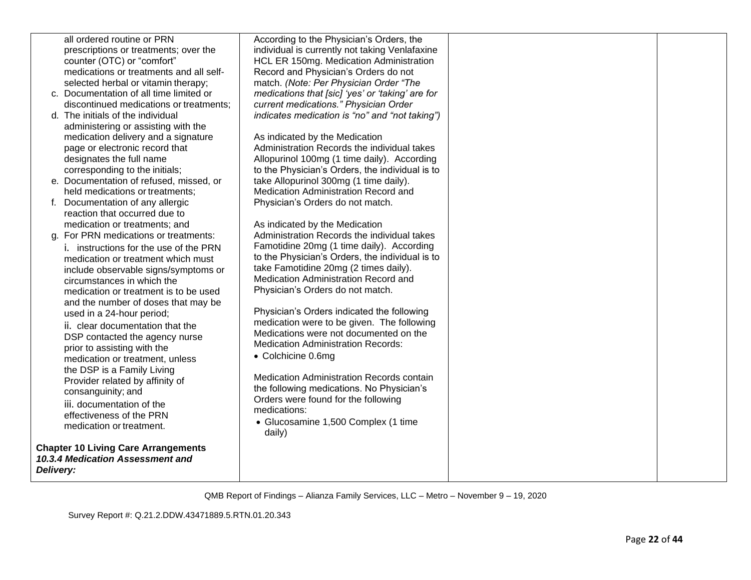| | | | |
|---|---|---|---|
| all ordered routine or PRN prescriptions or treatments; over the counter (OTC) or "comfort" medications or treatments and all self-selected herbal or vitamin therapy;<br>c. Documentation of all time limited or discontinued medications or treatments;<br>d. The initials of the individual administering or assisting with the medication delivery and a signature page or electronic record that designates the full name corresponding to the initials;<br>e. Documentation of refused, missed, or held medications or treatments;<br>f. Documentation of any allergic reaction that occurred due to medication or treatments; and<br>g. For PRN medications or treatments:<br>i. instructions for the use of the PRN medication or treatment which must include observable signs/symptoms or circumstances in which the medication or treatment is to be used and the number of doses that may be used in a 24-hour period;<br>ii. clear documentation that the DSP contacted the agency nurse prior to assisting with the medication or treatment, unless the DSP is a Family Living Provider related by affinity of consanguinity; and<br>iii. documentation of the effectiveness of the PRN medication or treatment.<br><br>**Chapter 10 Living Care Arrangements**<br>***10.3.4 Medication Assessment and Delivery:*** | According to the Physician's Orders, the individual is currently not taking Venlafaxine HCL ER 150mg. Medication Administration Record and Physician's Orders do not match. *(Note: Per Physician Order "The medications that [sic] 'yes' or 'taking' are for current medications." Physician Order indicates medication is "no" and "not taking")*<br><br>As indicated by the Medication Administration Records the individual takes Allopurinol 100mg (1 time daily). According to the Physician's Orders, the individual is to take Allopurinol 300mg (1 time daily). Medication Administration Record and Physician's Orders do not match.<br><br>As indicated by the Medication Administration Records the individual takes Famotidine 20mg (1 time daily). According to the Physician's Orders, the individual is to take Famotidine 20mg (2 times daily). Medication Administration Record and Physician's Orders do not match.<br><br>Physician's Orders indicated the following medication were to be given. The following Medications were not documented on the Medication Administration Records:<br>• Colchicine 0.6mg<br><br>Medication Administration Records contain the following medications. No Physician's Orders were found for the following medications:<br>• Glucosamine 1,500 Complex (1 time daily) | | |

QMB Report of Findings – Alianza Family Services, LLC – Metro – November 9 – 19, 2020

Survey Report #: Q.21.2.DDW.43471889.5.RTN.01.20.343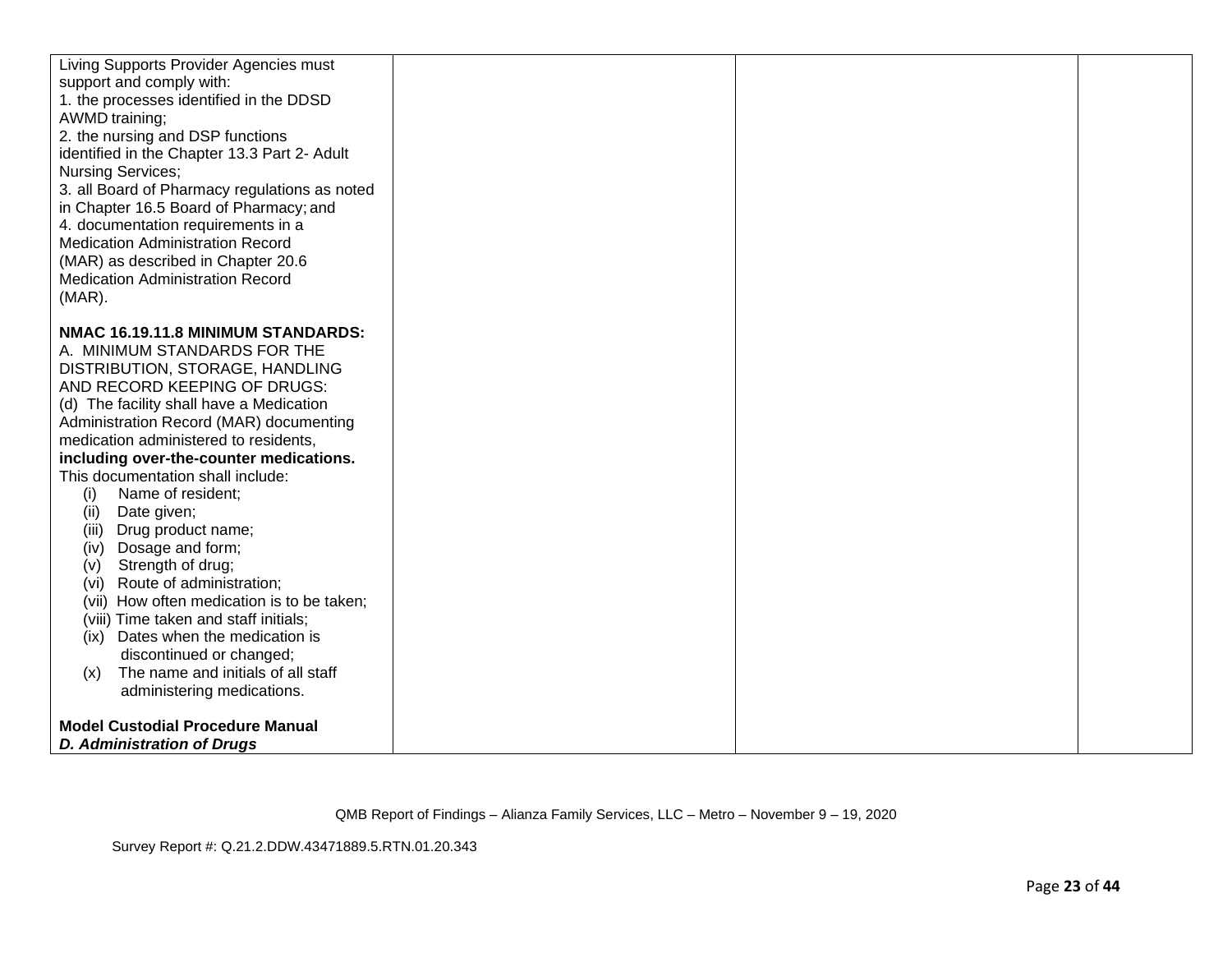| | | | |
|---|---|---|---|
| Living Supports Provider Agencies must support and comply with:<br>1. the processes identified in the DDSD AWMD training;<br>2. the nursing and DSP functions identified in the Chapter 13.3 Part 2- Adult Nursing Services;<br>3. all Board of Pharmacy regulations as noted in Chapter 16.5 Board of Pharmacy; and<br>4. documentation requirements in a Medication Administration Record (MAR) as described in Chapter 20.6 Medication Administration Record (MAR).<br><br>**NMAC 16.19.11.8 MINIMUM STANDARDS:**<br>A. MINIMUM STANDARDS FOR THE DISTRIBUTION, STORAGE, HANDLING AND RECORD KEEPING OF DRUGS:<br>(d) The facility shall have a Medication Administration Record (MAR) documenting medication administered to residents, **including over-the-counter medications.** This documentation shall include:<br>(i) Name of resident;<br>(ii) Date given;<br>(iii) Drug product name;<br>(iv) Dosage and form;<br>(v) Strength of drug;<br>(vi) Route of administration;<br>(vii) How often medication is to be taken;<br>(viii) Time taken and staff initials;<br>(ix) Dates when the medication is discontinued or changed;<br>(x) The name and initials of all staff administering medications.<br><br>**Model Custodial Procedure Manual**<br>***D. Administration of Drugs*** | | | |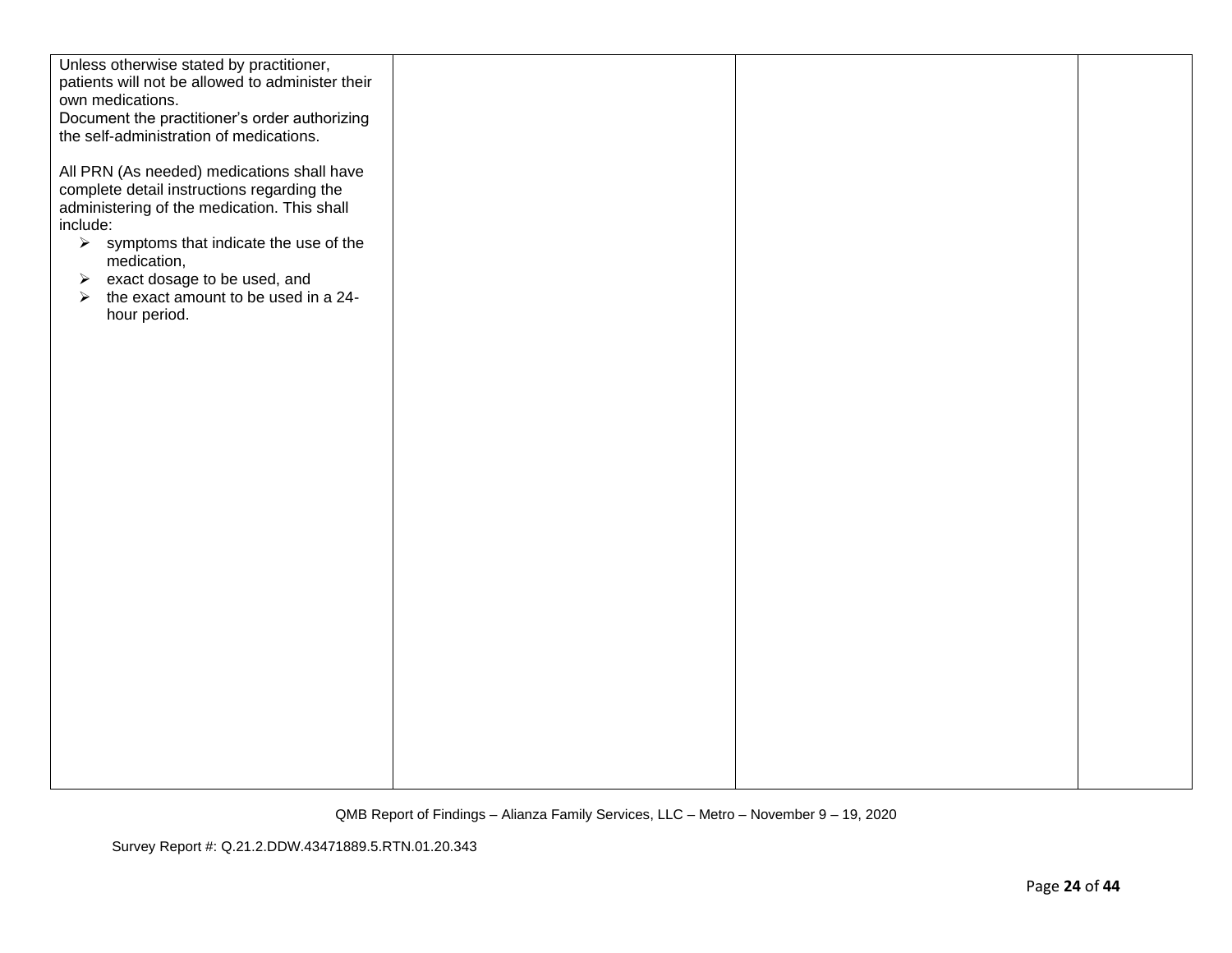| | | | |
|---|---|---|---|
| Unless otherwise stated by practitioner, patients will not be allowed to administer their own medications.<br>Document the practitioner's order authorizing the self-administration of medications.<br><br>All PRN (As needed) medications shall have complete detail instructions regarding the administering of the medication. This shall include:<br>➢ symptoms that indicate the use of the medication,<br>➢ exact dosage to be used, and<br>➢ the exact amount to be used in a 24-hour period. | | | |

QMB Report of Findings – Alianza Family Services, LLC – Metro – November 9 – 19, 2020

Survey Report #: Q.21.2.DDW.43471889.5.RTN.01.20.343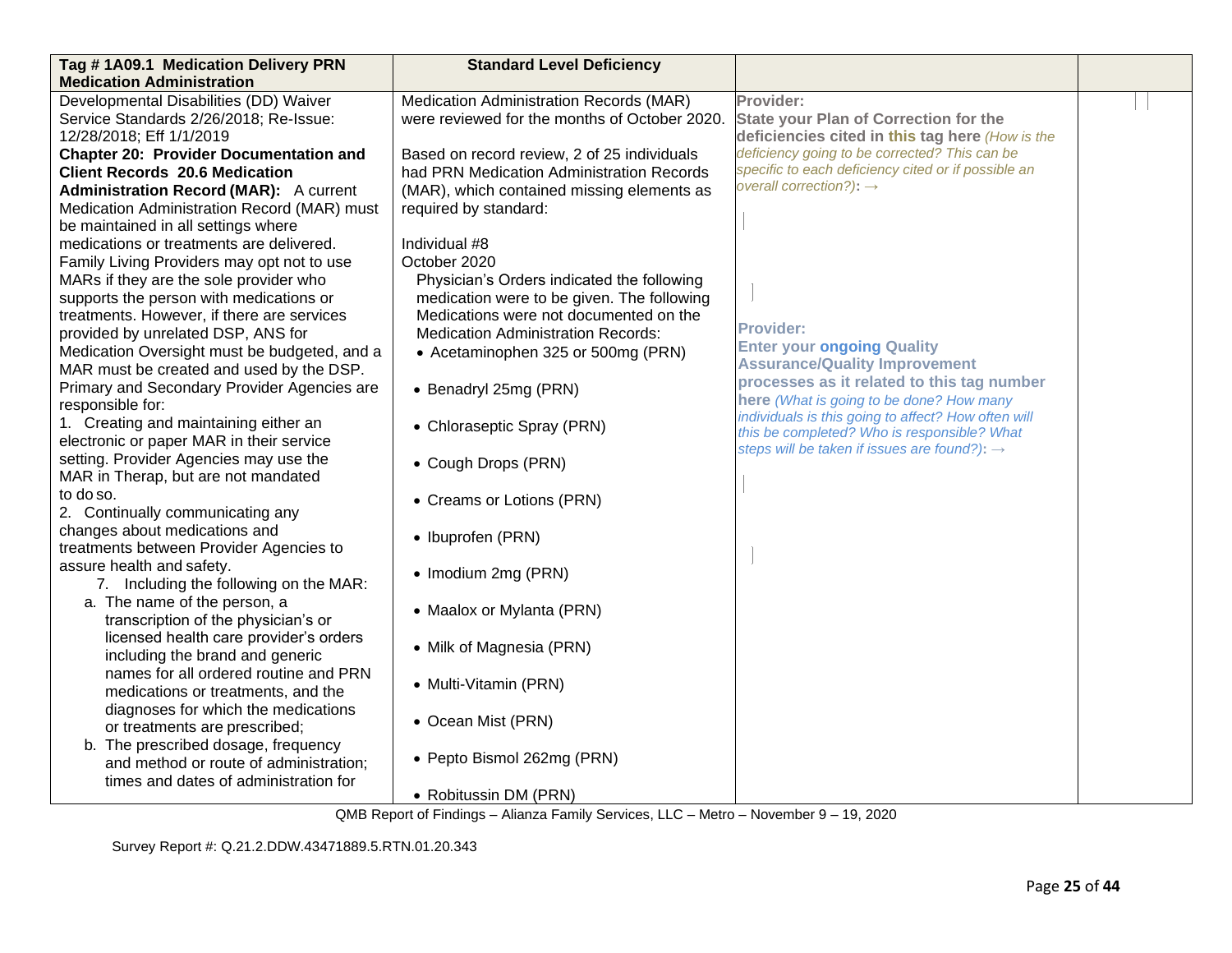| Tag # 1A09.1 Medication Delivery PRN Medication Administration | Standard Level Deficiency | | |
|---|---|---|---|
| Developmental Disabilities (DD) Waiver Service Standards 2/26/2018; Re-Issue: 12/28/2018; Eff 1/1/2019<br>**Chapter 20: Provider Documentation and Client Records 20.6 Medication Administration Record (MAR):** A current Medication Administration Record (MAR) must be maintained in all settings where medications or treatments are delivered. Family Living Providers may opt not to use MARs if they are the sole provider who supports the person with medications or treatments. However, if there are services provided by unrelated DSP, ANS for Medication Oversight must be budgeted, and a MAR must be created and used by the DSP. Primary and Secondary Provider Agencies are responsible for:<br>1. Creating and maintaining either an electronic or paper MAR in their service setting. Provider Agencies may use the MAR in Therap, but are not mandated to do so.<br>2. Continually communicating any changes about medications and treatments between Provider Agencies to assure health and safety.<br>7. Including the following on the MAR:<br>a. The name of the person, a transcription of the physician's or licensed health care provider's orders including the brand and generic names for all ordered routine and PRN medications or treatments, and the diagnoses for which the medications or treatments are prescribed;<br>b. The prescribed dosage, frequency and method or route of administration; times and dates of administration for | Medication Administration Records (MAR) were reviewed for the months of October 2020.<br><br>Based on record review, 2 of 25 individuals had PRN Medication Administration Records (MAR), which contained missing elements as required by standard:<br><br>Individual #8<br>October 2020<br>Physician's Orders indicated the following medication were to be given. The following Medications were not documented on the Medication Administration Records:<br>• Acetaminophen 325 or 500mg (PRN)<br>• Benadryl 25mg (PRN)<br>• Chloraseptic Spray (PRN)<br>• Cough Drops (PRN)<br>• Creams or Lotions (PRN)<br>• Ibuprofen (PRN)<br>• Imodium 2mg (PRN)<br>• Maalox or Mylanta (PRN)<br>• Milk of Magnesia (PRN)<br>• Multi-Vitamin (PRN)<br>• Ocean Mist (PRN)<br>• Pepto Bismol 262mg (PRN)<br>• Robitussin DM (PRN) | **Provider:**<br>**State your Plan of Correction for the deficiencies cited in this tag here** *(How is the deficiency going to be corrected? This can be specific to each deficiency cited or if possible an overall correction?)*: →<br><br>**Provider:**<br>**Enter your ongoing Quality Assurance/Quality Improvement processes as it related to this tag number here** *(What is going to be done? How many individuals is this going to affect? How often will this be completed? Who is responsible? What steps will be taken if issues are found?)*: → | |

QMB Report of Findings – Alianza Family Services, LLC – Metro – November 9 – 19, 2020

Survey Report #: Q.21.2.DDW.43471889.5.RTN.01.20.343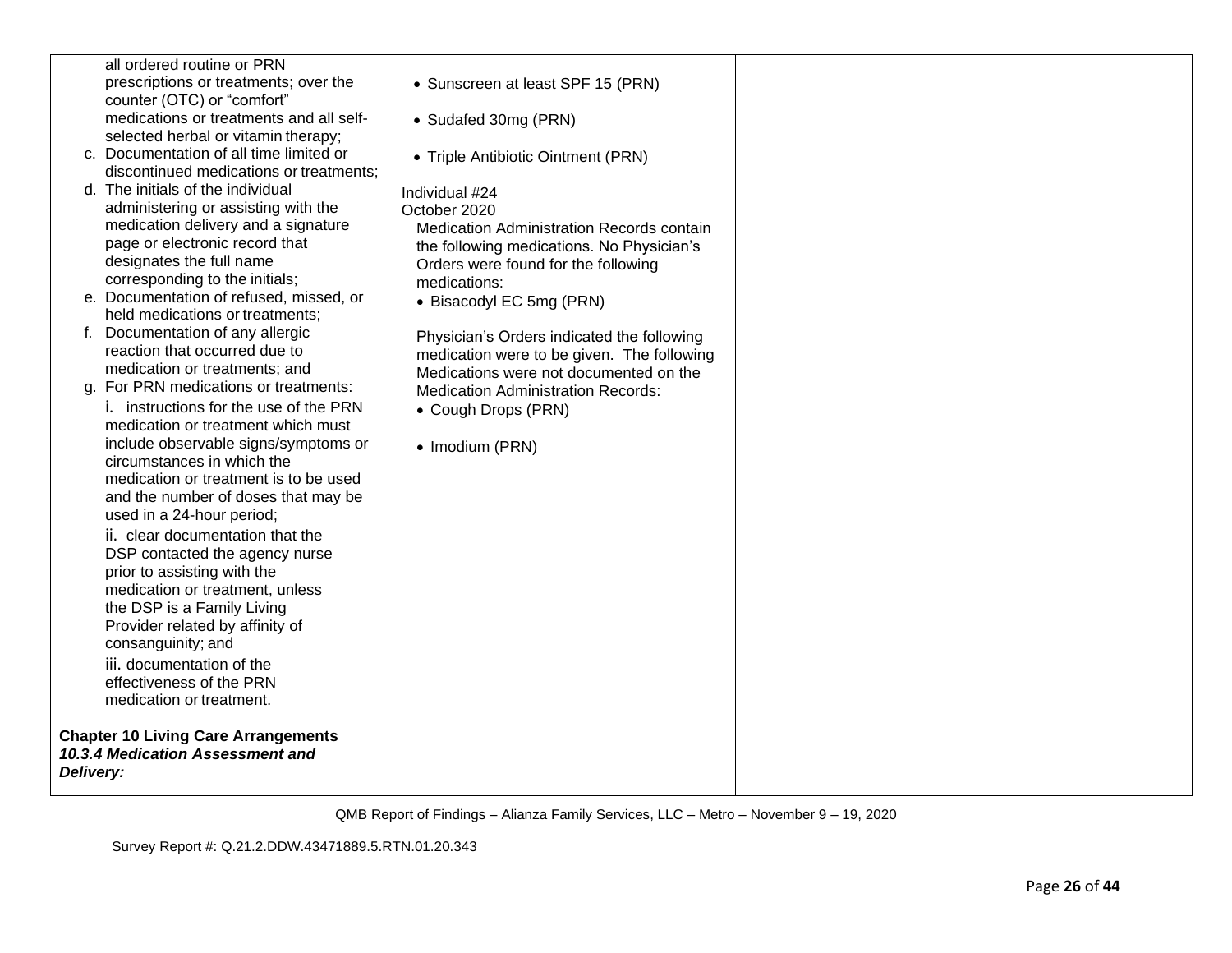| | | | |
|---|---|---|---|
| all ordered routine or PRN prescriptions or treatments; over the counter (OTC) or "comfort" medications or treatments and all self-selected herbal or vitamin therapy;<br>c. Documentation of all time limited or discontinued medications or treatments;<br>d. The initials of the individual administering or assisting with the medication delivery and a signature page or electronic record that designates the full name corresponding to the initials;<br>e. Documentation of refused, missed, or held medications or treatments;<br>f. Documentation of any allergic reaction that occurred due to medication or treatments; and<br>g. For PRN medications or treatments:<br>i. instructions for the use of the PRN medication or treatment which must include observable signs/symptoms or circumstances in which the medication or treatment is to be used and the number of doses that may be used in a 24-hour period;<br>ii. clear documentation that the DSP contacted the agency nurse prior to assisting with the medication or treatment, unless the DSP is a Family Living Provider related by affinity of consanguinity; and<br>iii. documentation of the effectiveness of the PRN medication or treatment.<br><br>**Chapter 10 Living Care Arrangements**<br>***10.3.4 Medication Assessment and Delivery:*** | • Sunscreen at least SPF 15 (PRN)<br><br>• Sudafed 30mg (PRN)<br><br>• Triple Antibiotic Ointment (PRN)<br><br>Individual #24<br>October 2020<br>Medication Administration Records contain the following medications. No Physician's Orders were found for the following medications:<br>• Bisacodyl EC 5mg (PRN)<br><br>Physician's Orders indicated the following medication were to be given. The following Medications were not documented on the Medication Administration Records:<br>• Cough Drops (PRN)<br><br>• Imodium (PRN) | | |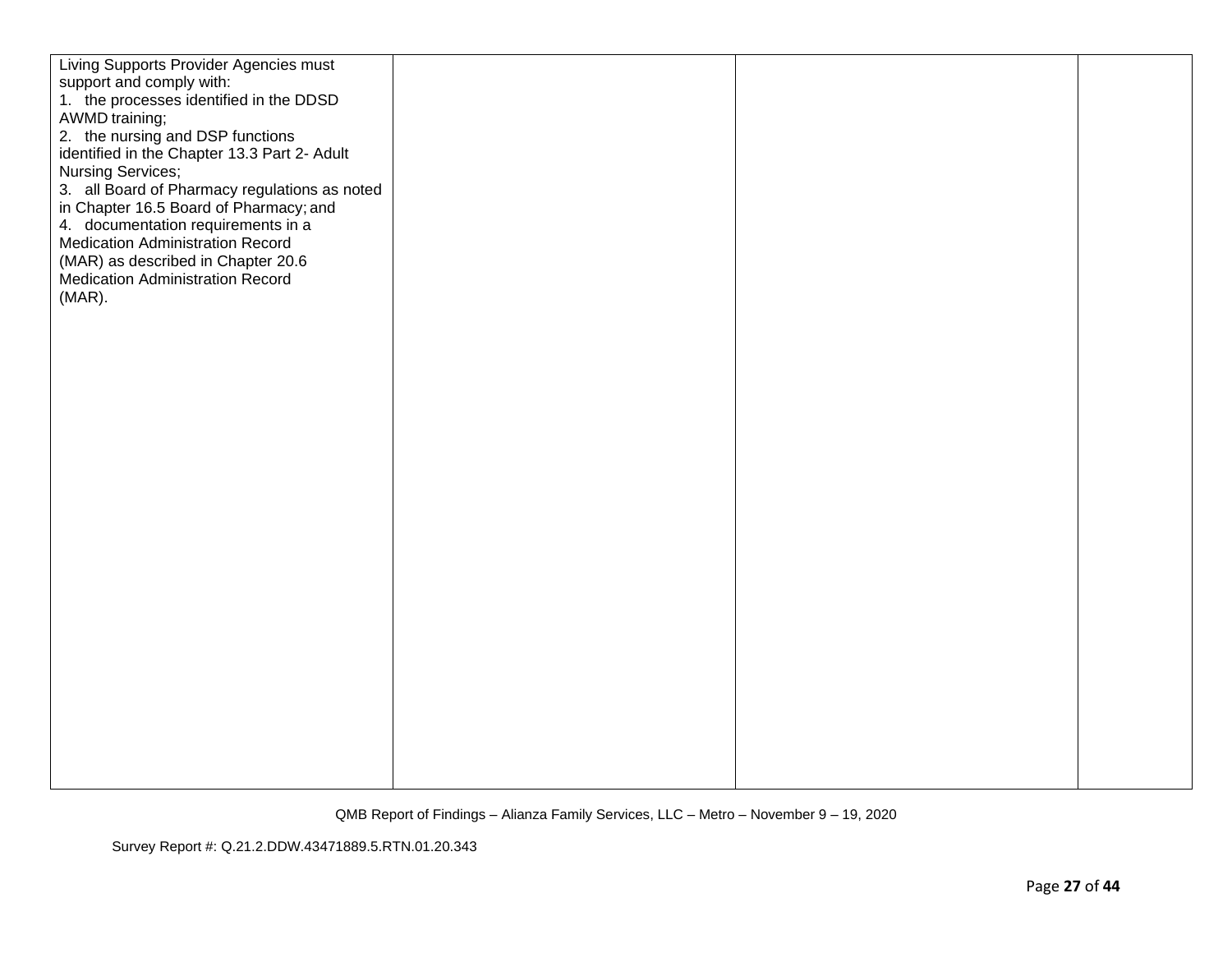| | | | |
|---|---|---|---|
| Living Supports Provider Agencies must support and comply with:<br>1. the processes identified in the DDSD AWMD training;<br>2. the nursing and DSP functions identified in the Chapter 13.3 Part 2- Adult Nursing Services;<br>3. all Board of Pharmacy regulations as noted in Chapter 16.5 Board of Pharmacy; and<br>4. documentation requirements in a Medication Administration Record (MAR) as described in Chapter 20.6 Medication Administration Record (MAR). | | | |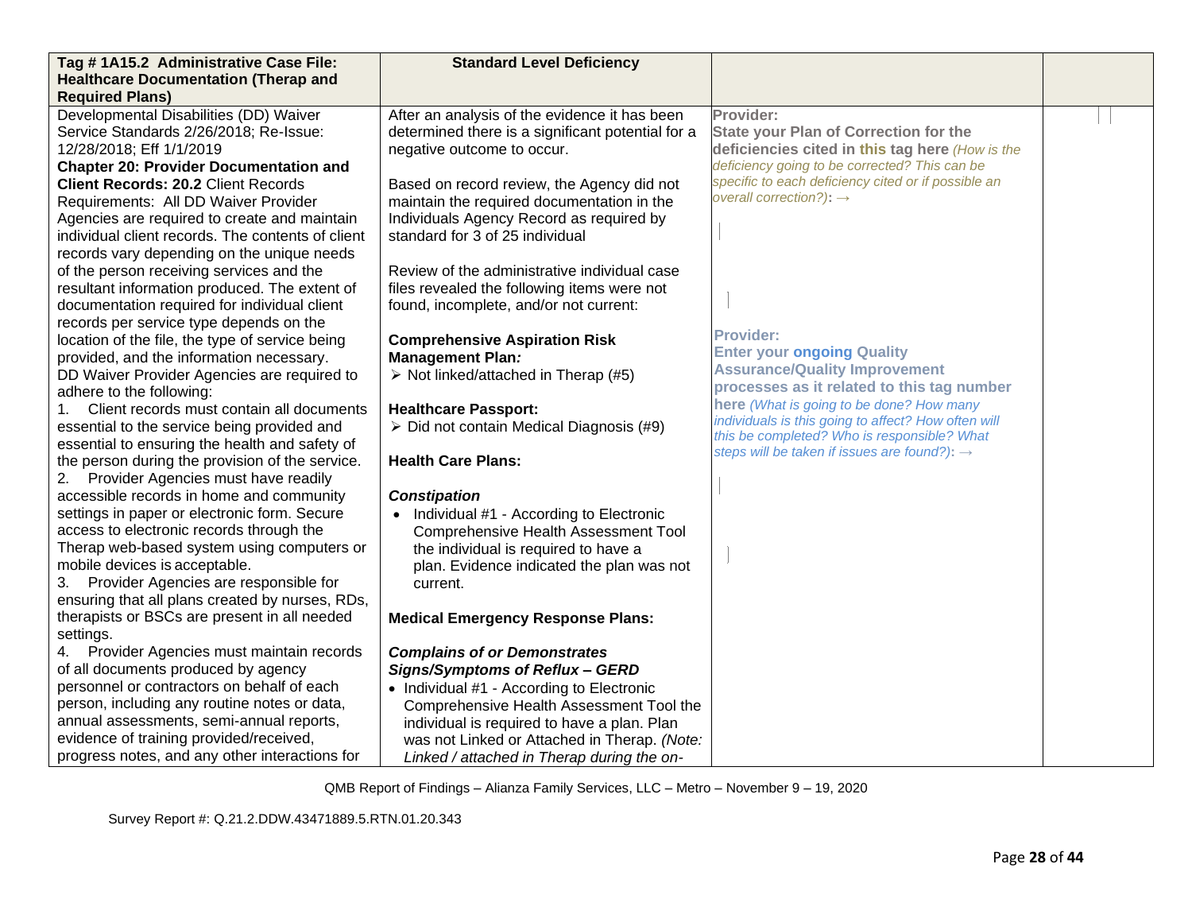| **Tag # 1A15.2 Administrative Case File: Healthcare Documentation (Therap and Required Plans)** | **Standard Level Deficiency** | | |
|---|---|---|---|
| Developmental Disabilities (DD) Waiver Service Standards 2/26/2018; Re-Issue: 12/28/2018; Eff 1/1/2019<br>**Chapter 20: Provider Documentation and Client Records: 20.2** Client Records Requirements: All DD Waiver Provider Agencies are required to create and maintain individual client records. The contents of client records vary depending on the unique needs of the person receiving services and the resultant information produced. The extent of documentation required for individual client records per service type depends on the location of the file, the type of service being provided, and the information necessary.<br>DD Waiver Provider Agencies are required to adhere to the following:<br>1. Client records must contain all documents essential to the service being provided and essential to ensuring the health and safety of the person during the provision of the service.<br>2. Provider Agencies must have readily accessible records in home and community settings in paper or electronic form. Secure access to electronic records through the Therap web-based system using computers or mobile devices is acceptable.<br>3. Provider Agencies are responsible for ensuring that all plans created by nurses, RDs, therapists or BSCs are present in all needed settings.<br>4. Provider Agencies must maintain records of all documents produced by agency personnel or contractors on behalf of each person, including any routine notes or data, annual assessments, semi-annual reports, evidence of training provided/received, progress notes, and any other interactions for | After an analysis of the evidence it has been determined there is a significant potential for a negative outcome to occur.<br><br>Based on record review, the Agency did not maintain the required documentation in the Individuals Agency Record as required by standard for 3 of 25 individual<br><br>Review of the administrative individual case files revealed the following items were not found, incomplete, and/or not current:<br><br>**Comprehensive Aspiration Risk Management Plan*:***<br>➢ Not linked/attached in Therap (#5)<br><br>**Healthcare Passport:**<br>➢ Did not contain Medical Diagnosis (#9)<br><br>**Health Care Plans:**<br><br>***Constipation***<br>• Individual #1 - According to Electronic Comprehensive Health Assessment Tool the individual is required to have a plan. Evidence indicated the plan was not current.<br><br>**Medical Emergency Response Plans:**<br><br>***Complains of or Demonstrates Signs/Symptoms of Reflux – GERD***<br>• Individual #1 - According to Electronic Comprehensive Health Assessment Tool the individual is required to have a plan. Plan was not Linked or Attached in Therap. *(Note: Linked / attached in Therap during the on-* | **Provider:**<br>**State your Plan of Correction for the deficiencies cited in this tag here** *(How is the deficiency going to be corrected? This can be specific to each deficiency cited or if possible an overall correction?)***:** →<br><br><br><br>**Provider:**<br>**Enter your ongoing Quality Assurance/Quality Improvement processes as it related to this tag number here** *(What is going to be done? How many individuals is this going to affect? How often will this be completed? Who is responsible? What steps will be taken if issues are found?)***:** → | |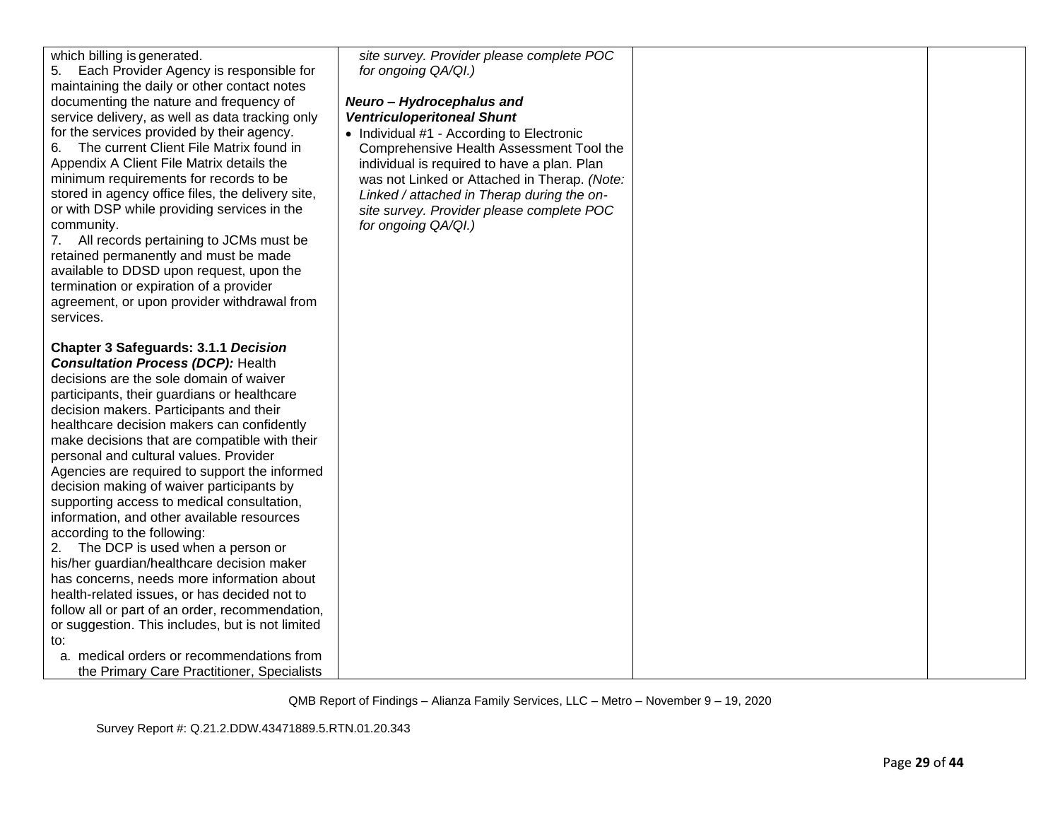| | | | |
|---|---|---|---|
| which billing is generated.<br>5. Each Provider Agency is responsible for maintaining the daily or other contact notes documenting the nature and frequency of service delivery, as well as data tracking only for the services provided by their agency.<br>6. The current Client File Matrix found in Appendix A Client File Matrix details the minimum requirements for records to be stored in agency office files, the delivery site, or with DSP while providing services in the community.<br>7. All records pertaining to JCMs must be retained permanently and must be made available to DDSD upon request, upon the termination or expiration of a provider agreement, or upon provider withdrawal from services.<br><br>**Chapter 3 Safeguards: 3.1.1 *Decision Consultation Process (DCP):*** Health decisions are the sole domain of waiver participants, their guardians or healthcare decision makers. Participants and their healthcare decision makers can confidently make decisions that are compatible with their personal and cultural values. Provider Agencies are required to support the informed decision making of waiver participants by supporting access to medical consultation, information, and other available resources according to the following:<br>2. The DCP is used when a person or his/her guardian/healthcare decision maker has concerns, needs more information about health-related issues, or has decided not to follow all or part of an order, recommendation, or suggestion. This includes, but is not limited to:<br>a. medical orders or recommendations from the Primary Care Practitioner, Specialists | *site survey. Provider please complete POC for ongoing QA/QI.)*<br><br>***Neuro – Hydrocephalus and Ventriculoperitoneal Shunt***<br>• Individual #1 - According to Electronic Comprehensive Health Assessment Tool the individual is required to have a plan. Plan was not Linked or Attached in Therap. *(Note: Linked / attached in Therap during the on-site survey. Provider please complete POC for ongoing QA/QI.)* | | |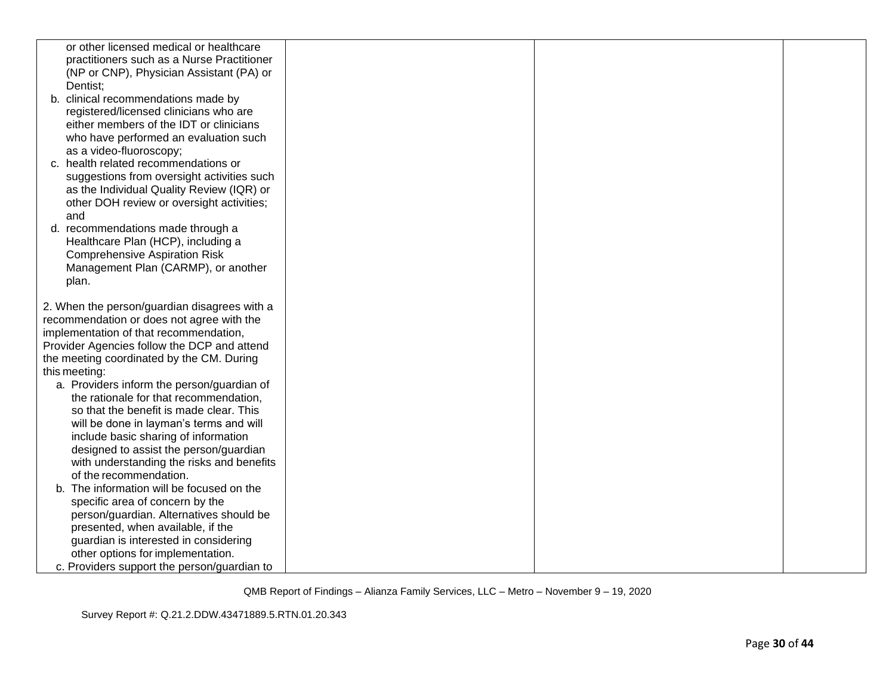| | | | |
|---|---|---|---|
| or other licensed medical or healthcare practitioners such as a Nurse Practitioner (NP or CNP), Physician Assistant (PA) or Dentist;<br>b. clinical recommendations made by registered/licensed clinicians who are either members of the IDT or clinicians who have performed an evaluation such as a video-fluoroscopy;<br>c. health related recommendations or suggestions from oversight activities such as the Individual Quality Review (IQR) or other DOH review or oversight activities; and<br>d. recommendations made through a Healthcare Plan (HCP), including a Comprehensive Aspiration Risk Management Plan (CARMP), or another plan.<br><br>2. When the person/guardian disagrees with a recommendation or does not agree with the implementation of that recommendation, Provider Agencies follow the DCP and attend the meeting coordinated by the CM. During this meeting:<br>a. Providers inform the person/guardian of the rationale for that recommendation, so that the benefit is made clear. This will be done in layman's terms and will include basic sharing of information designed to assist the person/guardian with understanding the risks and benefits of the recommendation.<br>b. The information will be focused on the specific area of concern by the person/guardian. Alternatives should be presented, when available, if the guardian is interested in considering other options for implementation.<br>c. Providers support the person/guardian to | | | |

QMB Report of Findings – Alianza Family Services, LLC – Metro – November 9 – 19, 2020

Survey Report #: Q.21.2.DDW.43471889.5.RTN.01.20.343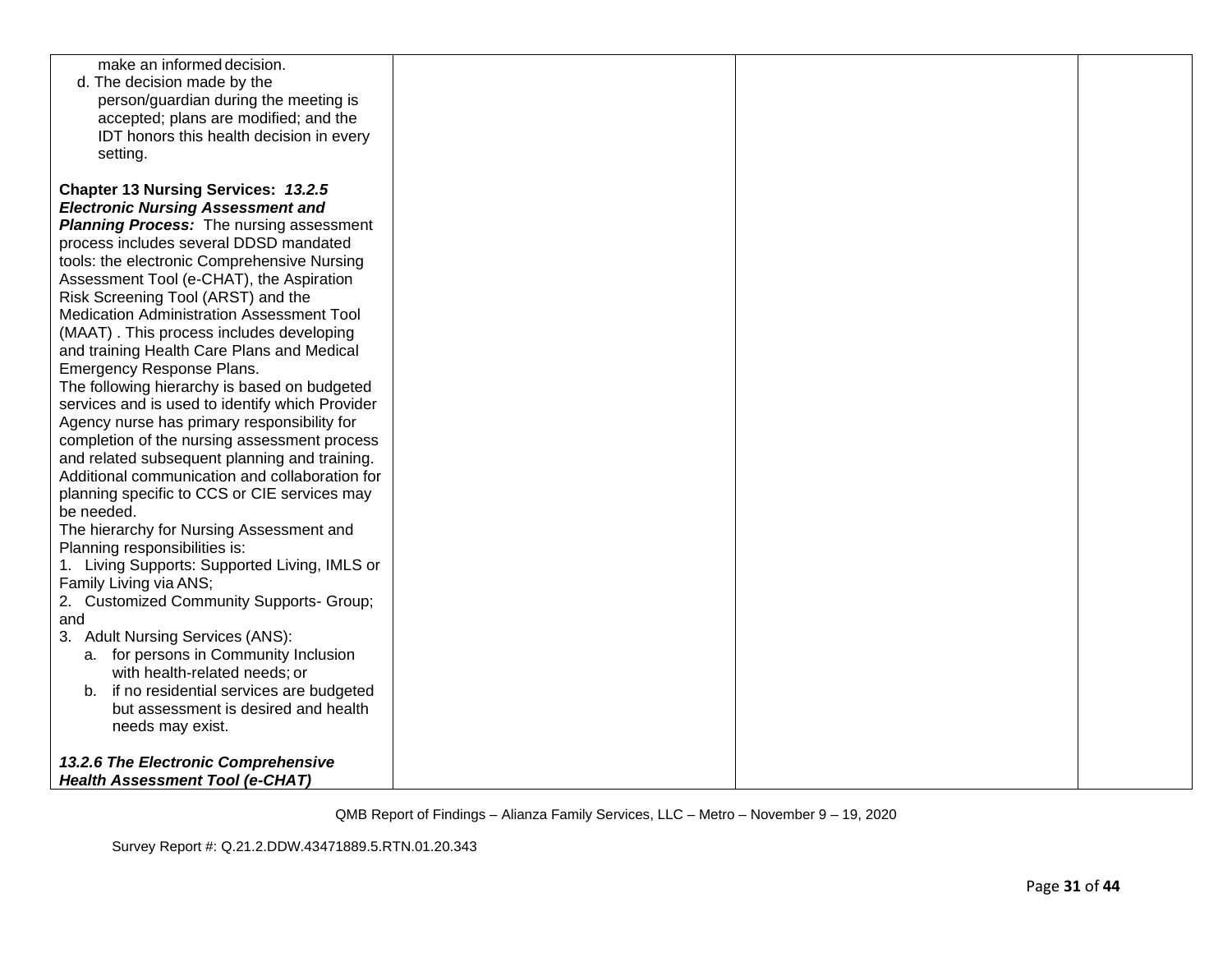| | | | |
|---|---|---|---|
| make an informed decision.<br>d. The decision made by the person/guardian during the meeting is accepted; plans are modified; and the IDT honors this health decision in every setting.<br><br>**Chapter 13 Nursing Services:** ***13.2.5 Electronic Nursing Assessment and Planning Process:*** The nursing assessment process includes several DDSD mandated tools: the electronic Comprehensive Nursing Assessment Tool (e-CHAT), the Aspiration Risk Screening Tool (ARST) and the Medication Administration Assessment Tool (MAAT) . This process includes developing and training Health Care Plans and Medical Emergency Response Plans.<br>The following hierarchy is based on budgeted services and is used to identify which Provider Agency nurse has primary responsibility for completion of the nursing assessment process and related subsequent planning and training. Additional communication and collaboration for planning specific to CCS or CIE services may be needed.<br>The hierarchy for Nursing Assessment and Planning responsibilities is:<br>1. Living Supports: Supported Living, IMLS or Family Living via ANS;<br>2. Customized Community Supports- Group; and<br>3. Adult Nursing Services (ANS):<br>a. for persons in Community Inclusion with health-related needs; or<br>b. if no residential services are budgeted but assessment is desired and health needs may exist.<br><br>***13.2.6 The Electronic Comprehensive Health Assessment Tool (e-CHAT)*** | | | |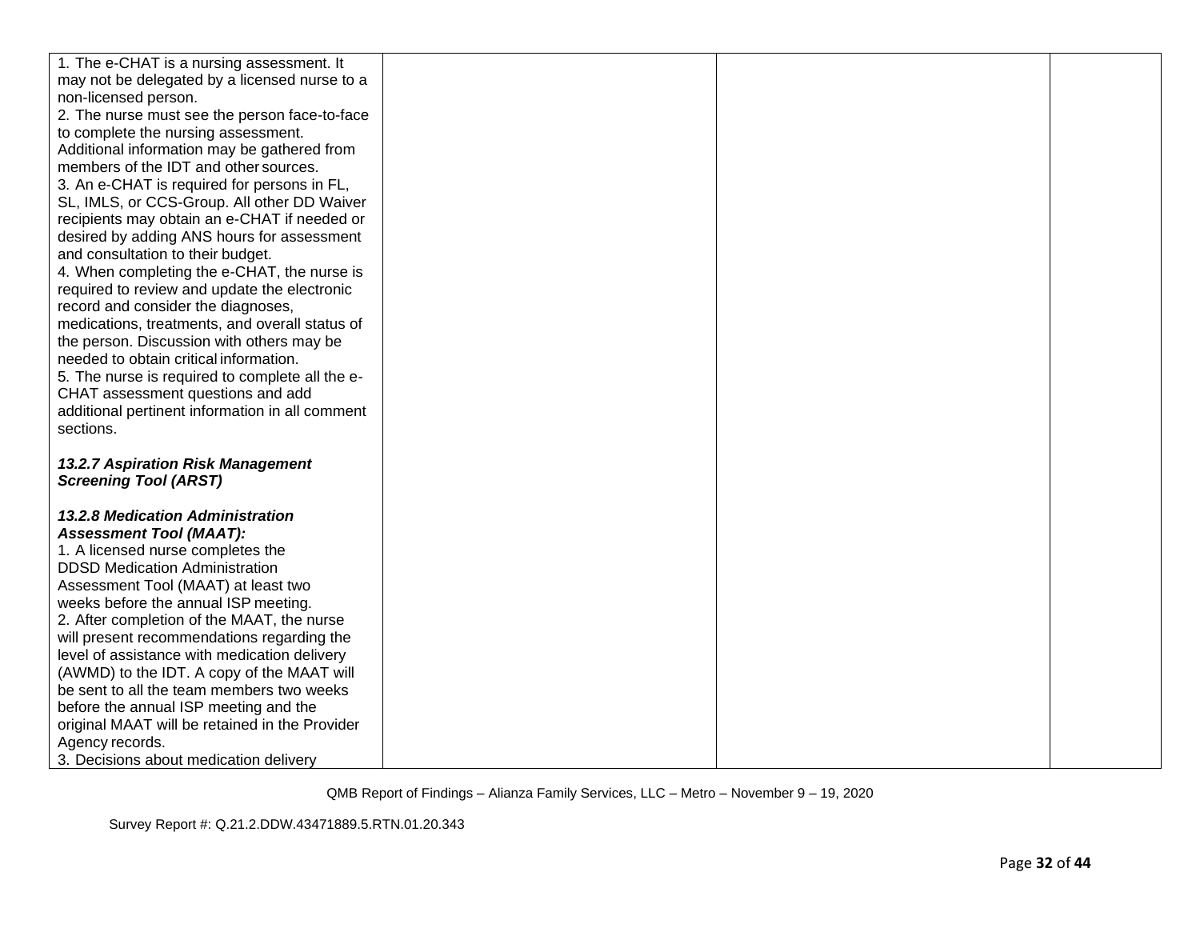| | | | |
|---|---|---|---|
| 1. The e-CHAT is a nursing assessment. It may not be delegated by a licensed nurse to a non-licensed person.<br>2. The nurse must see the person face-to-face to complete the nursing assessment. Additional information may be gathered from members of the IDT and other sources.<br>3. An e-CHAT is required for persons in FL, SL, IMLS, or CCS-Group. All other DD Waiver recipients may obtain an e-CHAT if needed or desired by adding ANS hours for assessment and consultation to their budget.<br>4. When completing the e-CHAT, the nurse is required to review and update the electronic record and consider the diagnoses, medications, treatments, and overall status of the person. Discussion with others may be needed to obtain critical information.<br>5. The nurse is required to complete all the e-CHAT assessment questions and add additional pertinent information in all comment sections.<br><br>***13.2.7 Aspiration Risk Management Screening Tool (ARST)***<br><br>***13.2.8 Medication Administration Assessment Tool (MAAT):***<br>1. A licensed nurse completes the DDSD Medication Administration Assessment Tool (MAAT) at least two weeks before the annual ISP meeting.<br>2. After completion of the MAAT, the nurse will present recommendations regarding the level of assistance with medication delivery (AWMD) to the IDT. A copy of the MAAT will be sent to all the team members two weeks before the annual ISP meeting and the original MAAT will be retained in the Provider Agency records.<br>3. Decisions about medication delivery | | | |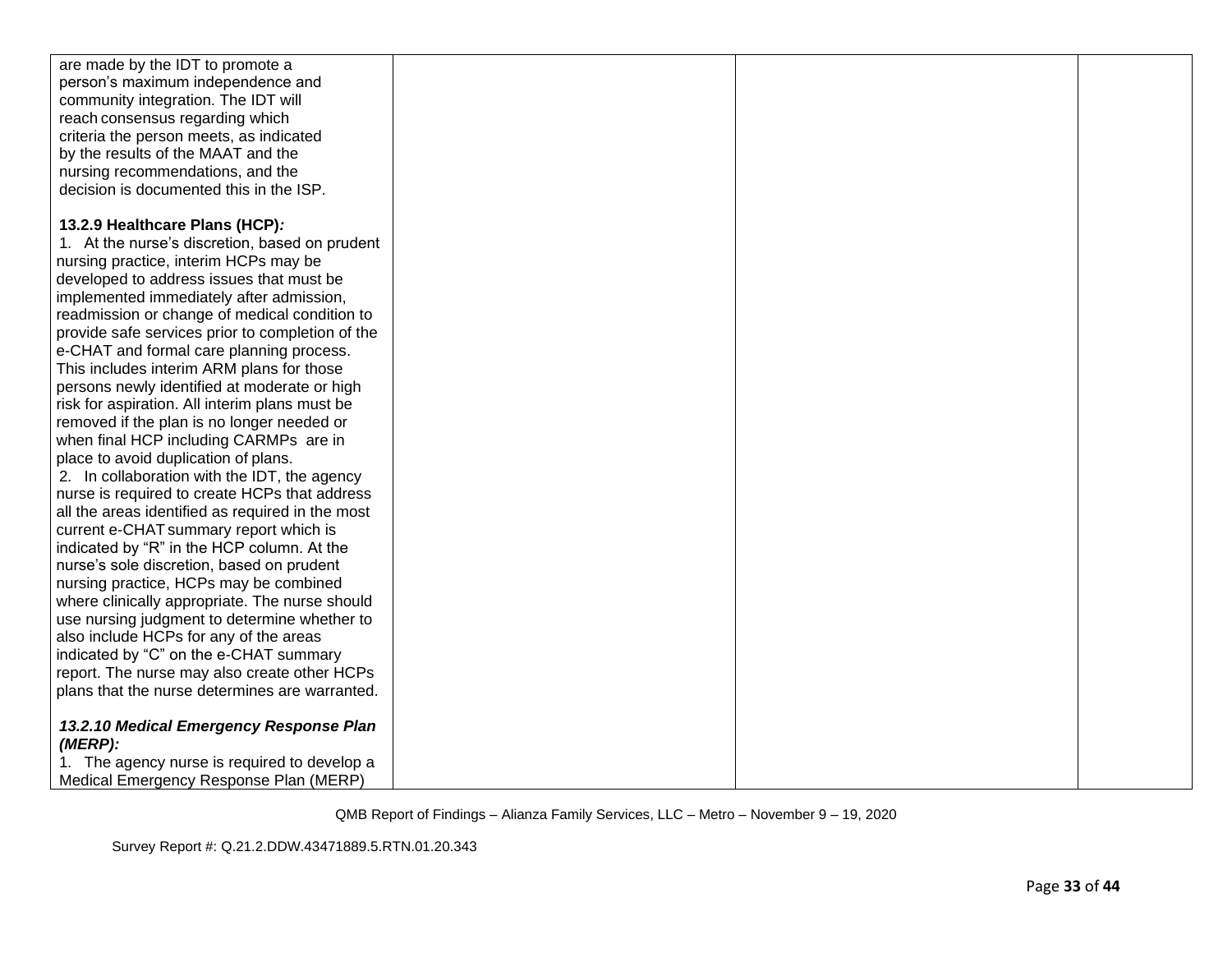| | | | |
|---|---|---|---|
| are made by the IDT to promote a person's maximum independence and community integration. The IDT will reach consensus regarding which criteria the person meets, as indicated by the results of the MAAT and the nursing recommendations, and the decision is documented this in the ISP.<br><br>**13.2.9 Healthcare Plans (HCP)*:***<br>1. At the nurse's discretion, based on prudent nursing practice, interim HCPs may be developed to address issues that must be implemented immediately after admission, readmission or change of medical condition to provide safe services prior to completion of the e-CHAT and formal care planning process. This includes interim ARM plans for those persons newly identified at moderate or high risk for aspiration. All interim plans must be removed if the plan is no longer needed or when final HCP including CARMPs are in place to avoid duplication of plans.<br>2. In collaboration with the IDT, the agency nurse is required to create HCPs that address all the areas identified as required in the most current e-CHAT summary report which is indicated by "R" in the HCP column. At the nurse's sole discretion, based on prudent nursing practice, HCPs may be combined where clinically appropriate. The nurse should use nursing judgment to determine whether to also include HCPs for any of the areas indicated by "C" on the e-CHAT summary report. The nurse may also create other HCPs plans that the nurse determines are warranted.<br><br>***13.2.10 Medical Emergency Response Plan (MERP):***<br>1. The agency nurse is required to develop a Medical Emergency Response Plan (MERP) | | | |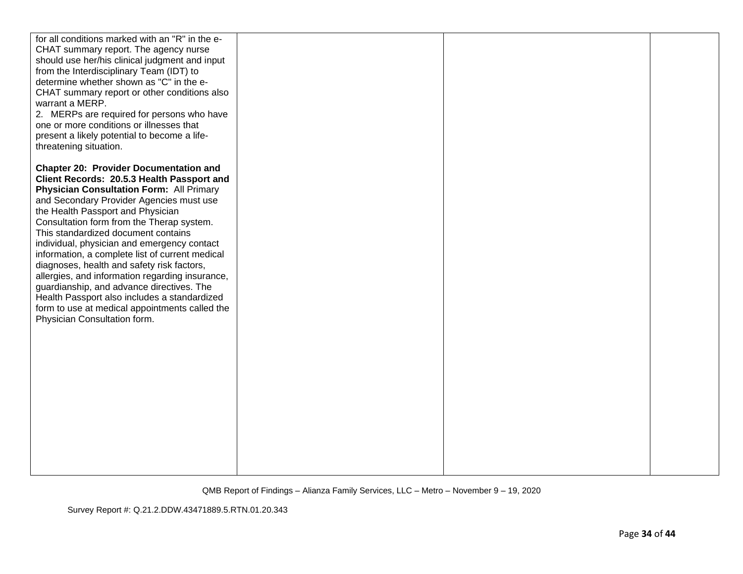| | | | |
|---|---|---|---|
| for all conditions marked with an "R" in the e-CHAT summary report. The agency nurse should use her/his clinical judgment and input from the Interdisciplinary Team (IDT) to determine whether shown as "C" in the e-CHAT summary report or other conditions also warrant a MERP.<br>2. MERPs are required for persons who have one or more conditions or illnesses that present a likely potential to become a life-threatening situation.<br><br>**Chapter 20: Provider Documentation and Client Records: 20.5.3 Health Passport and Physician Consultation Form:** All Primary and Secondary Provider Agencies must use the Health Passport and Physician Consultation form from the Therap system. This standardized document contains individual, physician and emergency contact information, a complete list of current medical diagnoses, health and safety risk factors, allergies, and information regarding insurance, guardianship, and advance directives. The Health Passport also includes a standardized form to use at medical appointments called the Physician Consultation form. | | | |

QMB Report of Findings – Alianza Family Services, LLC – Metro – November 9 – 19, 2020

Survey Report #: Q.21.2.DDW.43471889.5.RTN.01.20.343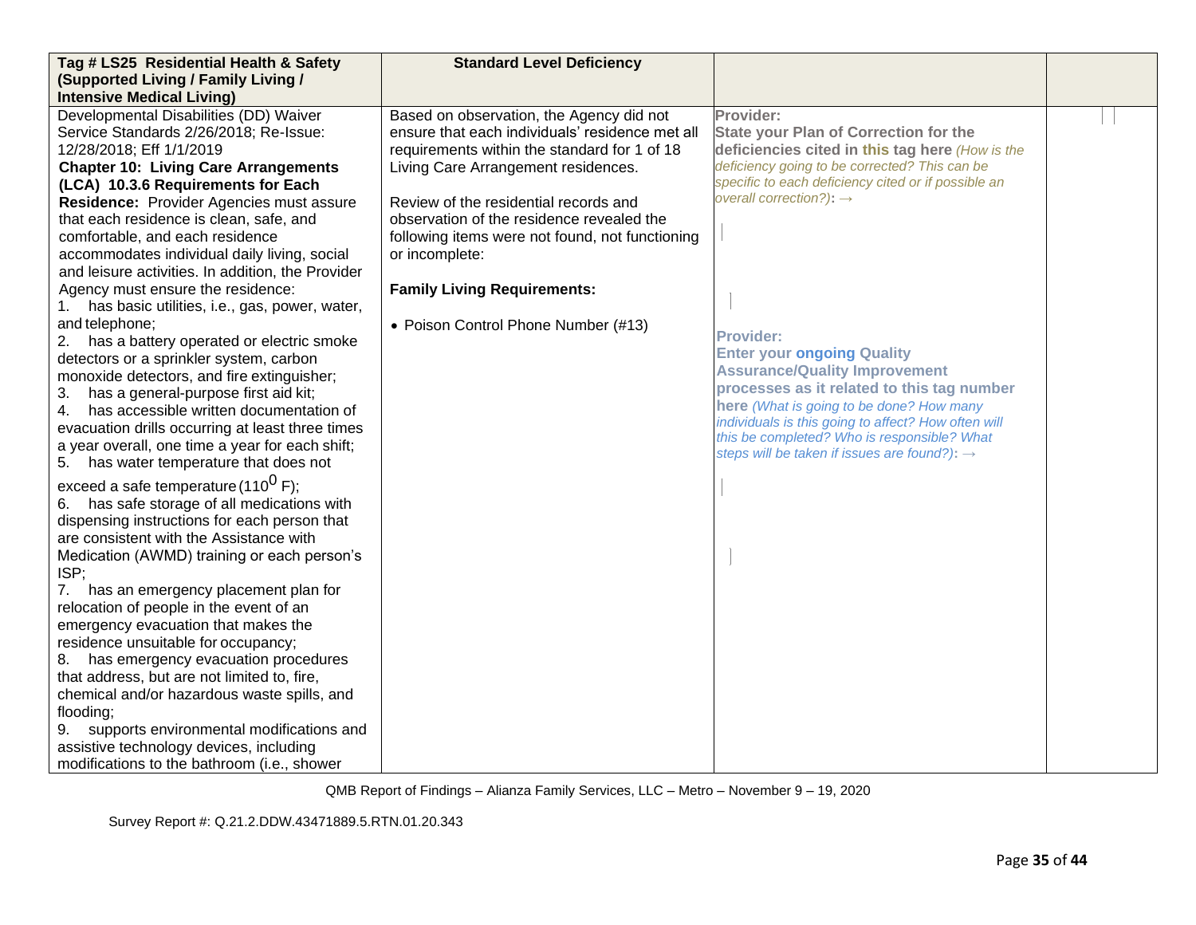| Tag # LS25 Residential Health & Safety (Supported Living / Family Living / Intensive Medical Living) | Standard Level Deficiency | | |
|---|---|---|---|
| Developmental Disabilities (DD) Waiver Service Standards 2/26/2018; Re-Issue: 12/28/2018; Eff 1/1/2019<br>**Chapter 10: Living Care Arrangements (LCA) 10.3.6 Requirements for Each Residence:** Provider Agencies must assure that each residence is clean, safe, and comfortable, and each residence accommodates individual daily living, social and leisure activities. In addition, the Provider Agency must ensure the residence:<br>1. has basic utilities, i.e., gas, power, water, and telephone;<br>2. has a battery operated or electric smoke detectors or a sprinkler system, carbon monoxide detectors, and fire extinguisher;<br>3. has a general-purpose first aid kit;<br>4. has accessible written documentation of evacuation drills occurring at least three times a year overall, one time a year for each shift;<br>5. has water temperature that does not exceed a safe temperature (110$^{0}$ F);<br>6. has safe storage of all medications with dispensing instructions for each person that are consistent with the Assistance with Medication (AWMD) training or each person's ISP;<br>7. has an emergency placement plan for relocation of people in the event of an emergency evacuation that makes the residence unsuitable for occupancy;<br>8. has emergency evacuation procedures that address, but are not limited to, fire, chemical and/or hazardous waste spills, and flooding;<br>9. supports environmental modifications and assistive technology devices, including modifications to the bathroom (i.e., shower | Based on observation, the Agency did not ensure that each individuals' residence met all requirements within the standard for 1 of 18 Living Care Arrangement residences.<br><br>Review of the residential records and observation of the residence revealed the following items were not found, not functioning or incomplete:<br><br>**Family Living Requirements:**<br><br>• Poison Control Phone Number (#13) | **Provider:**<br>**State your Plan of Correction for the deficiencies cited in this tag here** *(How is the deficiency going to be corrected? This can be specific to each deficiency cited or if possible an overall correction?)*: →<br><br><br><br>**Provider:**<br>**Enter your ongoing Quality Assurance/Quality Improvement processes as it related to this tag number here** *(What is going to be done? How many individuals is this going to affect? How often will this be completed? Who is responsible? What steps will be taken if issues are found?)*: → | |

QMB Report of Findings – Alianza Family Services, LLC – Metro – November 9 – 19, 2020

Survey Report #: Q.21.2.DDW.43471889.5.RTN.01.20.343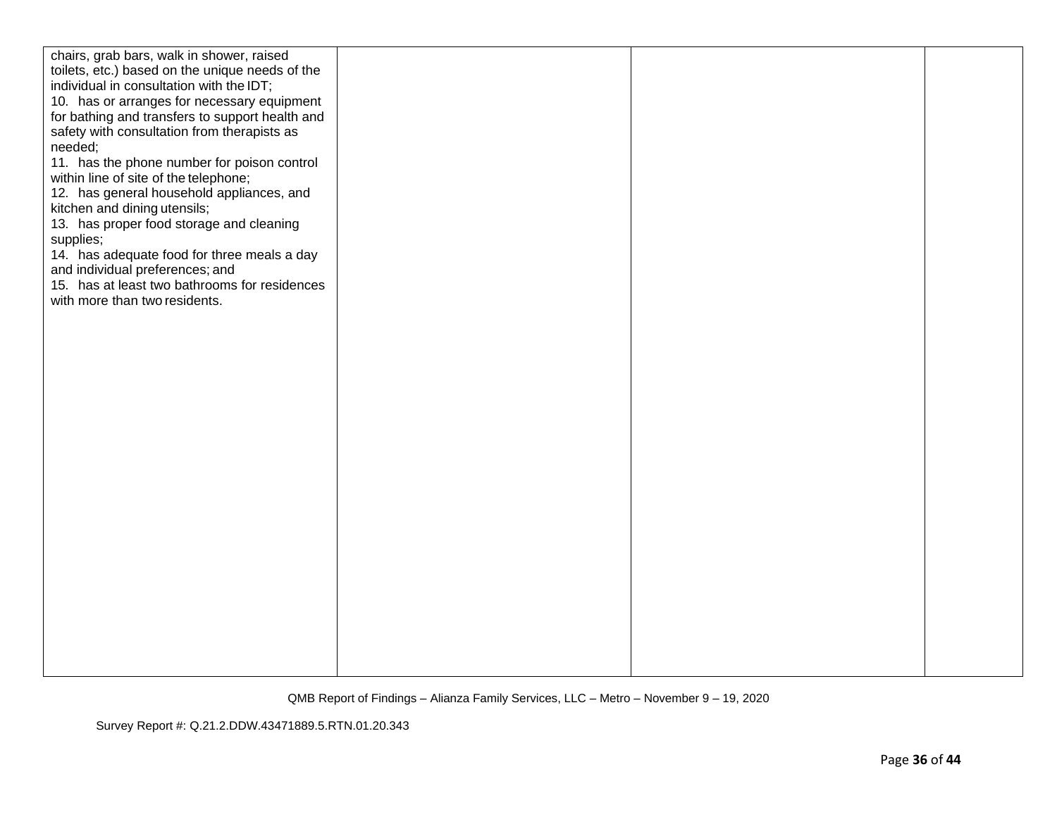| | | | |
|---|---|---|---|
| chairs, grab bars, walk in shower, raised toilets, etc.) based on the unique needs of the individual in consultation with the IDT;<br>10. has or arranges for necessary equipment for bathing and transfers to support health and safety with consultation from therapists as needed;<br>11. has the phone number for poison control within line of site of the telephone;<br>12. has general household appliances, and kitchen and dining utensils;<br>13. has proper food storage and cleaning supplies;<br>14. has adequate food for three meals a day and individual preferences; and<br>15. has at least two bathrooms for residences with more than two residents. | | | |

QMB Report of Findings – Alianza Family Services, LLC – Metro – November 9 – 19, 2020

Survey Report #: Q.21.2.DDW.43471889.5.RTN.01.20.343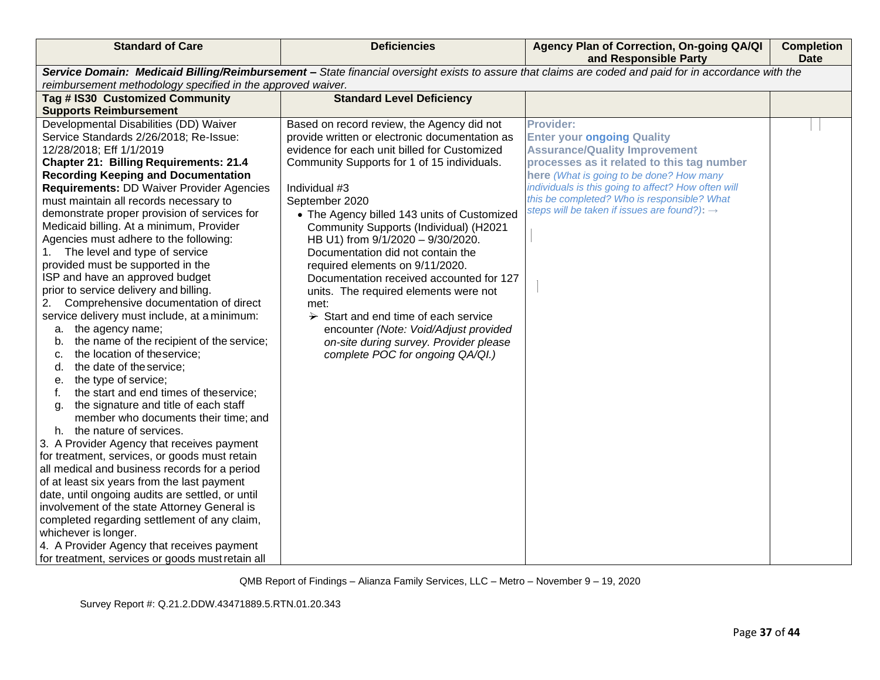| Standard of Care | Deficiencies | Agency Plan of Correction, On-going QA/QI and Responsible Party | Completion Date |
|---|---|---|---|
| ***Service Domain: Medicaid Billing/Reimbursement –*** *State financial oversight exists to assure that claims are coded and paid for in accordance with the reimbursement methodology specified in the approved waiver.* | | | |
| **Tag # IS30 Customized Community Supports Reimbursement** | **Standard Level Deficiency** | | |
| Developmental Disabilities (DD) Waiver Service Standards 2/26/2018; Re-Issue: 12/28/2018; Eff 1/1/2019<br>**Chapter 21: Billing Requirements: 21.4 Recording Keeping and Documentation Requirements:** DD Waiver Provider Agencies must maintain all records necessary to demonstrate proper provision of services for Medicaid billing. At a minimum, Provider Agencies must adhere to the following:<br>1. The level and type of service provided must be supported in the ISP and have an approved budget prior to service delivery and billing.<br>2. Comprehensive documentation of direct service delivery must include, at a minimum:<br>a. the agency name;<br>b. the name of the recipient of the service;<br>c. the location of the service;<br>d. the date of the service;<br>e. the type of service;<br>f. the start and end times of the service;<br>g. the signature and title of each staff member who documents their time; and<br>h. the nature of services.<br>3. A Provider Agency that receives payment for treatment, services, or goods must retain all medical and business records for a period of at least six years from the last payment date, until ongoing audits are settled, or until involvement of the state Attorney General is completed regarding settlement of any claim, whichever is longer.<br>4. A Provider Agency that receives payment for treatment, services or goods must retain all | Based on record review, the Agency did not provide written or electronic documentation as evidence for each unit billed for Customized Community Supports for 1 of 15 individuals.<br><br>Individual #3<br>September 2020<br>• The Agency billed 143 units of Customized Community Supports (Individual) (H2021 HB U1) from 9/1/2020 – 9/30/2020. Documentation did not contain the required elements on 9/11/2020. Documentation received accounted for 127 units. The required elements were not met:<br>➢ Start and end time of each service encounter *(Note: Void/Adjust provided on-site during survey. Provider please complete POC for ongoing QA/QI.)* | **Provider:**<br>**Enter your ongoing Quality Assurance/Quality Improvement processes as it related to this tag number here** *(What is going to be done? How many individuals is this going to affect? How often will this be completed? Who is responsible? What steps will be taken if issues are found?):* → | |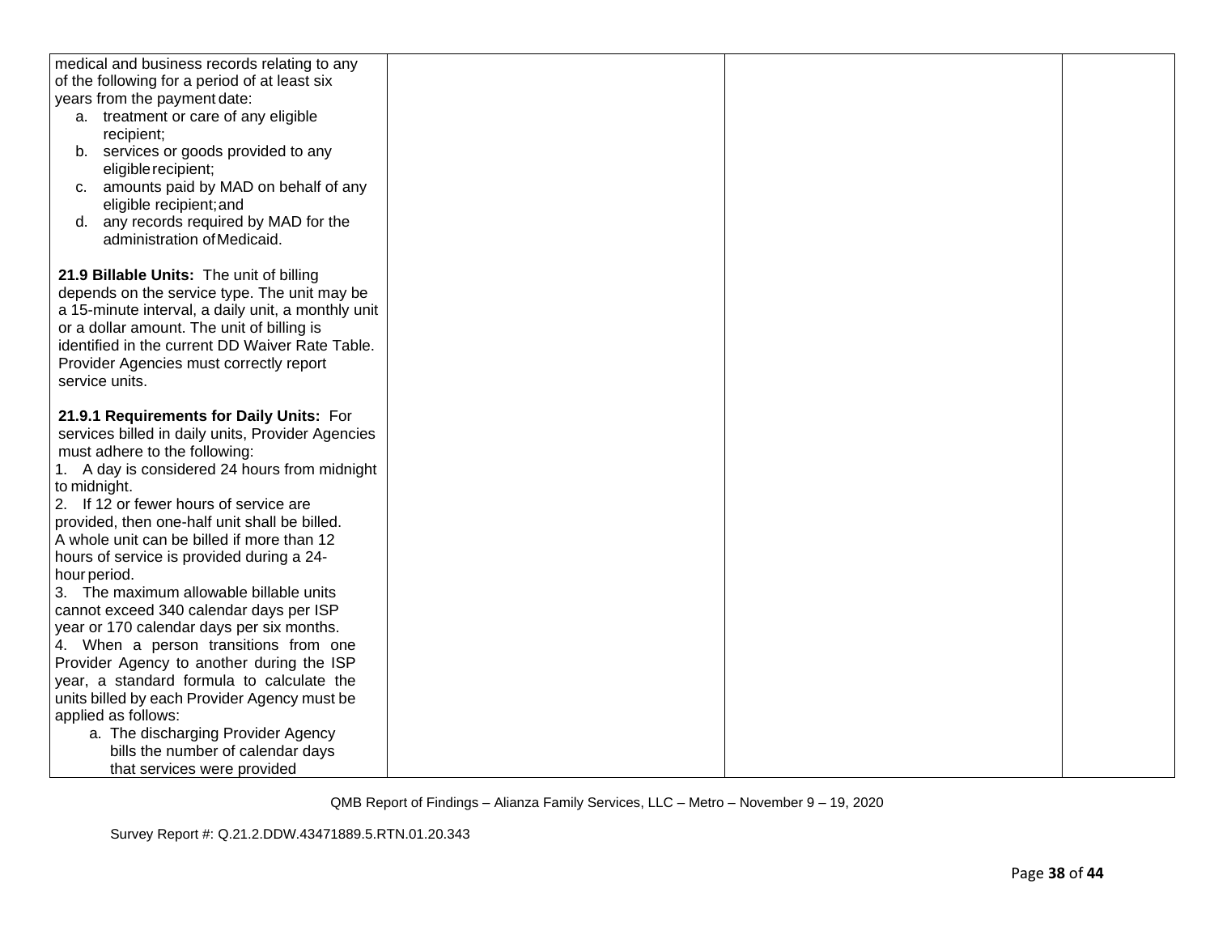| | | | |
|---|---|---|---|
| medical and business records relating to any of the following for a period of at least six years from the payment date:<br>a. treatment or care of any eligible recipient;<br>b. services or goods provided to any eligible recipient;<br>c. amounts paid by MAD on behalf of any eligible recipient; and<br>d. any records required by MAD for the administration of Medicaid.<br><br>**21.9 Billable Units:** The unit of billing depends on the service type. The unit may be a 15-minute interval, a daily unit, a monthly unit or a dollar amount. The unit of billing is identified in the current DD Waiver Rate Table. Provider Agencies must correctly report service units.<br><br>**21.9.1 Requirements for Daily Units:** For services billed in daily units, Provider Agencies must adhere to the following:<br>1. A day is considered 24 hours from midnight to midnight.<br>2. If 12 or fewer hours of service are provided, then one-half unit shall be billed. A whole unit can be billed if more than 12 hours of service is provided during a 24-hour period.<br>3. The maximum allowable billable units cannot exceed 340 calendar days per ISP year or 170 calendar days per six months.<br>4. When a person transitions from one Provider Agency to another during the ISP year, a standard formula to calculate the units billed by each Provider Agency must be applied as follows:<br>a. The discharging Provider Agency bills the number of calendar days that services were provided | | | |

QMB Report of Findings – Alianza Family Services, LLC – Metro – November 9 – 19, 2020

Survey Report #: Q.21.2.DDW.43471889.5.RTN.01.20.343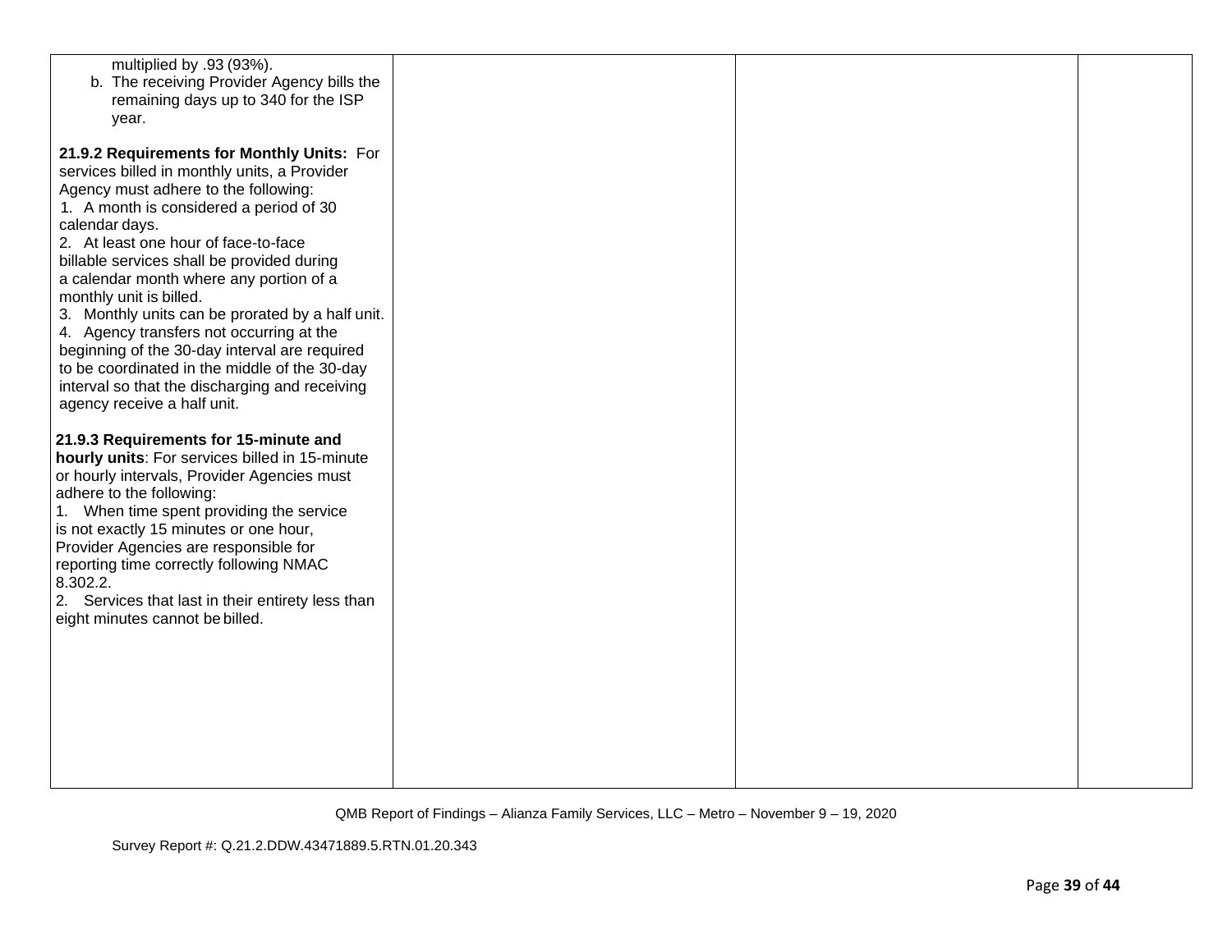| | | | |
|---|---|---|---|
| multiplied by .93 (93%).<br>b. The receiving Provider Agency bills the remaining days up to 340 for the ISP year.<br><br>**21.9.2 Requirements for Monthly Units:** For services billed in monthly units, a Provider Agency must adhere to the following:<br>1. A month is considered a period of 30 calendar days.<br>2. At least one hour of face-to-face billable services shall be provided during a calendar month where any portion of a monthly unit is billed.<br>3. Monthly units can be prorated by a half unit.<br>4. Agency transfers not occurring at the beginning of the 30-day interval are required to be coordinated in the middle of the 30-day interval so that the discharging and receiving agency receive a half unit.<br><br>**21.9.3 Requirements for 15-minute and hourly units**: For services billed in 15-minute or hourly intervals, Provider Agencies must adhere to the following:<br>1. When time spent providing the service is not exactly 15 minutes or one hour, Provider Agencies are responsible for reporting time correctly following NMAC 8.302.2.<br>2. Services that last in their entirety less than eight minutes cannot be billed. | | | |

QMB Report of Findings – Alianza Family Services, LLC – Metro – November 9 – 19, 2020

Survey Report #: Q.21.2.DDW.43471889.5.RTN.01.20.343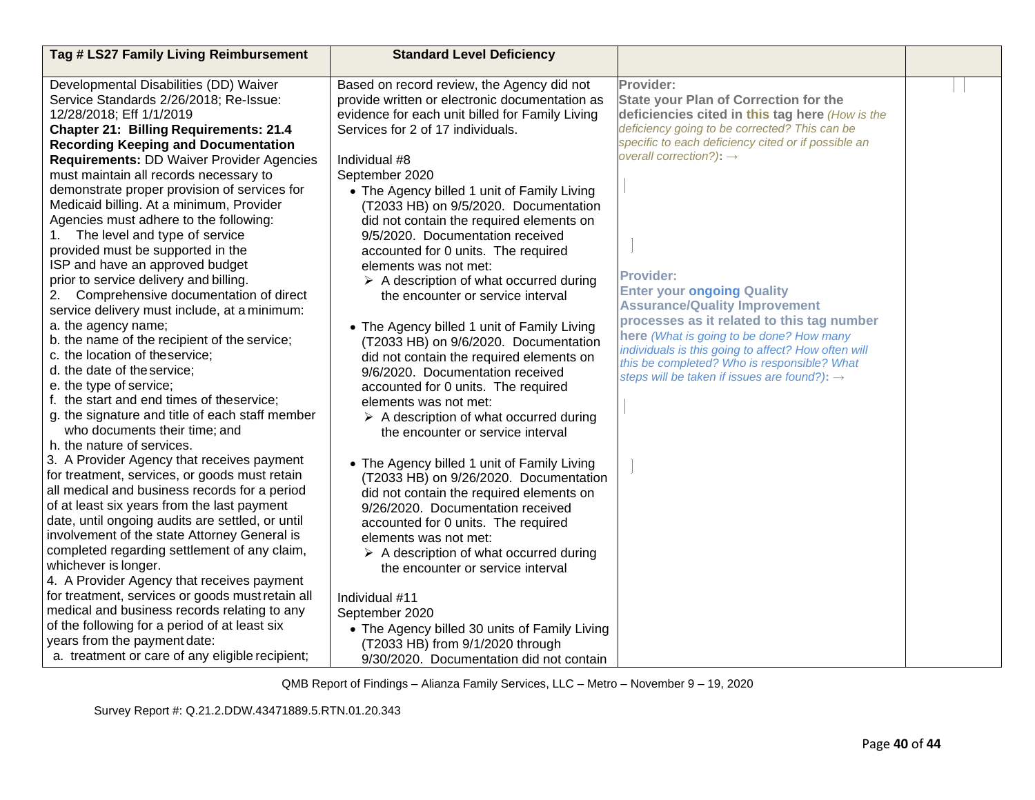| Tag # LS27 Family Living Reimbursement | Standard Level Deficiency | | |
|---|---|---|---|
| Developmental Disabilities (DD) Waiver Service Standards 2/26/2018; Re-Issue: 12/28/2018; Eff 1/1/2019<br>**Chapter 21: Billing Requirements: 21.4 Recording Keeping and Documentation Requirements:** DD Waiver Provider Agencies must maintain all records necessary to demonstrate proper provision of services for Medicaid billing. At a minimum, Provider Agencies must adhere to the following:<br>1. The level and type of service provided must be supported in the ISP and have an approved budget prior to service delivery and billing.<br>2. Comprehensive documentation of direct service delivery must include, at a minimum:<br>a. the agency name;<br>b. the name of the recipient of the service;<br>c. the location of the service;<br>d. the date of the service;<br>e. the type of service;<br>f. the start and end times of the service;<br>g. the signature and title of each staff member who documents their time; and<br>h. the nature of services.<br>3. A Provider Agency that receives payment for treatment, services, or goods must retain all medical and business records for a period of at least six years from the last payment date, until ongoing audits are settled, or until involvement of the state Attorney General is completed regarding settlement of any claim, whichever is longer.<br>4. A Provider Agency that receives payment for treatment, services or goods must retain all medical and business records relating to any of the following for a period of at least six years from the payment date:<br>a. treatment or care of any eligible recipient; | Based on record review, the Agency did not provide written or electronic documentation as evidence for each unit billed for Family Living Services for 2 of 17 individuals.<br><br>Individual #8<br>September 2020<br>• The Agency billed 1 unit of Family Living (T2033 HB) on 9/5/2020. Documentation did not contain the required elements on 9/5/2020. Documentation received accounted for 0 units. The required elements was not met:<br>➢ A description of what occurred during the encounter or service interval<br><br>• The Agency billed 1 unit of Family Living (T2033 HB) on 9/6/2020. Documentation did not contain the required elements on 9/6/2020. Documentation received accounted for 0 units. The required elements was not met:<br>➢ A description of what occurred during the encounter or service interval<br><br>• The Agency billed 1 unit of Family Living (T2033 HB) on 9/26/2020. Documentation did not contain the required elements on 9/26/2020. Documentation received accounted for 0 units. The required elements was not met:<br>➢ A description of what occurred during the encounter or service interval<br><br>Individual #11<br>September 2020<br>• The Agency billed 30 units of Family Living (T2033 HB) from 9/1/2020 through 9/30/2020. Documentation did not contain | **Provider:**<br>**State your Plan of Correction for the deficiencies cited in this tag here** *(How is the deficiency going to be corrected? This can be specific to each deficiency cited or if possible an overall correction?)*: →<br><br>**Provider:**<br>**Enter your ongoing Quality Assurance/Quality Improvement processes as it related to this tag number here** *(What is going to be done? How many individuals is this going to affect? How often will this be completed? Who is responsible? What steps will be taken if issues are found?)*: → | |

QMB Report of Findings – Alianza Family Services, LLC – Metro – November 9 – 19, 2020

Survey Report #: Q.21.2.DDW.43471889.5.RTN.01.20.343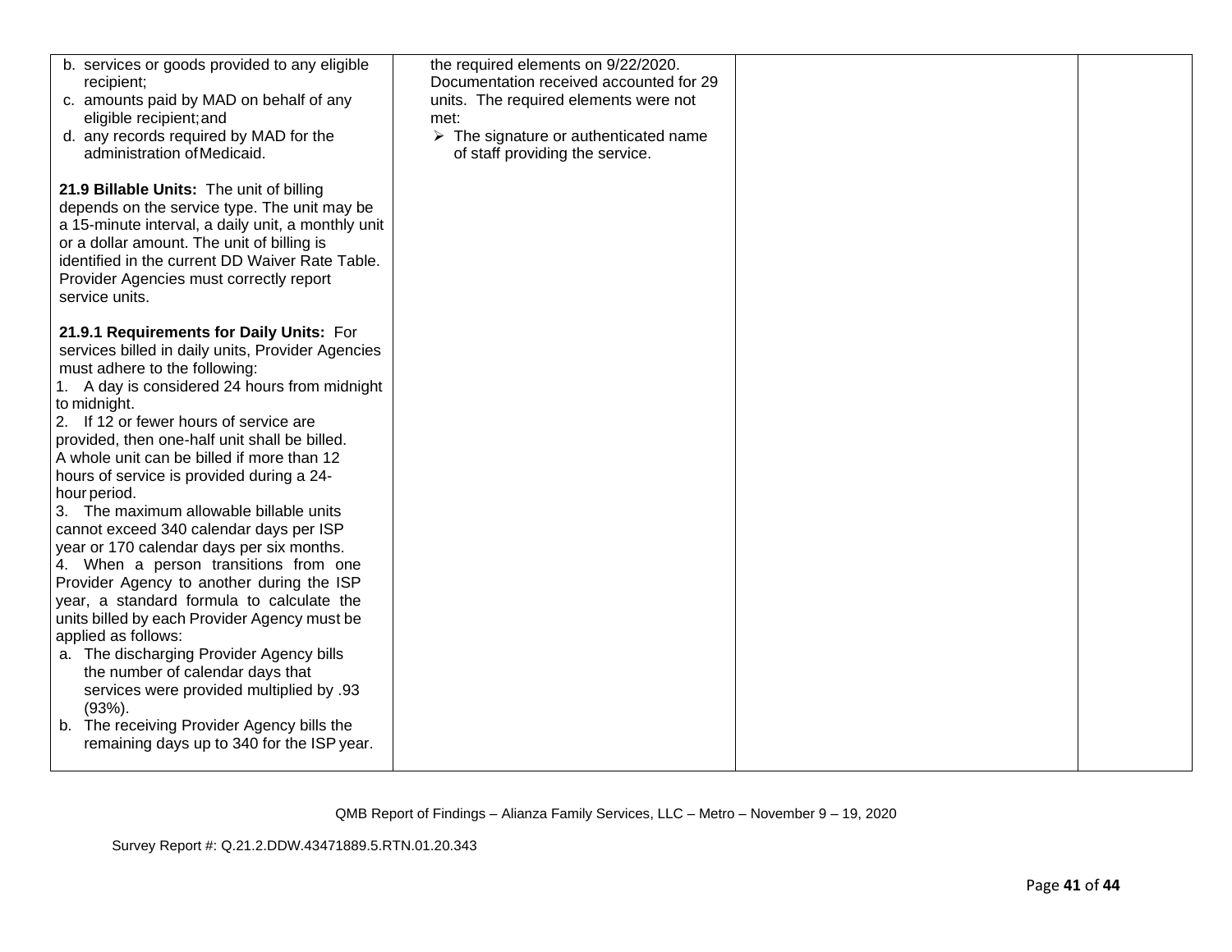| | | | |
|---|---|---|---|
| b. services or goods provided to any eligible recipient;<br>c. amounts paid by MAD on behalf of any eligible recipient; and<br>d. any records required by MAD for the administration of Medicaid.<br><br>**21.9 Billable Units:** The unit of billing depends on the service type. The unit may be a 15-minute interval, a daily unit, a monthly unit or a dollar amount. The unit of billing is identified in the current DD Waiver Rate Table. Provider Agencies must correctly report service units.<br><br>**21.9.1 Requirements for Daily Units:** For services billed in daily units, Provider Agencies must adhere to the following:<br>1. A day is considered 24 hours from midnight to midnight.<br>2. If 12 or fewer hours of service are provided, then one-half unit shall be billed. A whole unit can be billed if more than 12 hours of service is provided during a 24-hour period.<br>3. The maximum allowable billable units cannot exceed 340 calendar days per ISP year or 170 calendar days per six months.<br>4. When a person transitions from one Provider Agency to another during the ISP year, a standard formula to calculate the units billed by each Provider Agency must be applied as follows:<br>a. The discharging Provider Agency bills the number of calendar days that services were provided multiplied by .93 (93%).<br>b. The receiving Provider Agency bills the remaining days up to 340 for the ISP year. | the required elements on 9/22/2020. Documentation received accounted for 29 units. The required elements were not met:<br>➢ The signature or authenticated name of staff providing the service. | | |

QMB Report of Findings – Alianza Family Services, LLC – Metro – November 9 – 19, 2020

Survey Report #: Q.21.2.DDW.43471889.5.RTN.01.20.343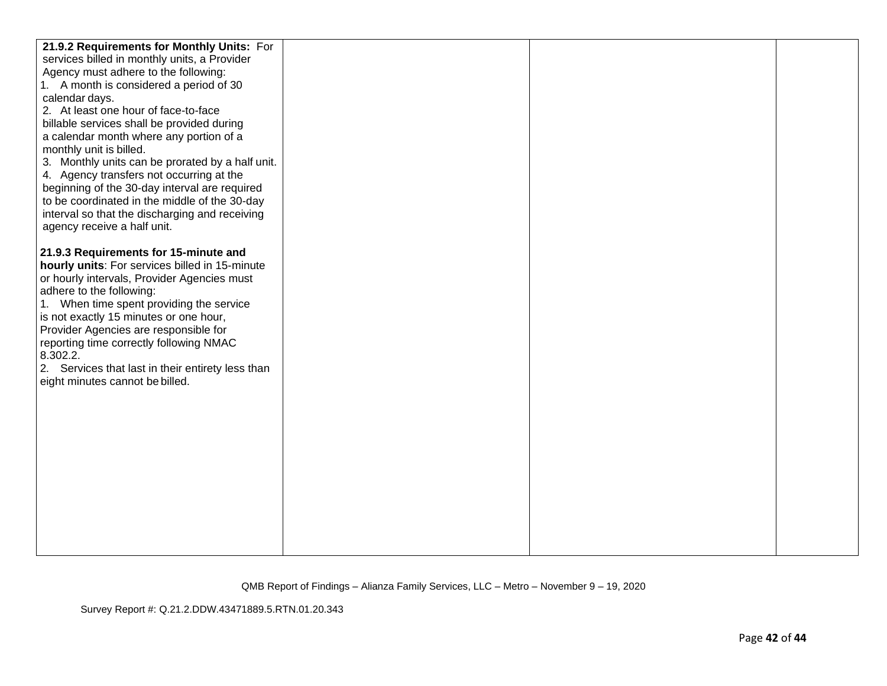| | | | |
|---|---|---|---|
| **21.9.2 Requirements for Monthly Units:** For services billed in monthly units, a Provider Agency must adhere to the following:<br>1. A month is considered a period of 30 calendar days.<br>2. At least one hour of face-to-face billable services shall be provided during a calendar month where any portion of a monthly unit is billed.<br>3. Monthly units can be prorated by a half unit.<br>4. Agency transfers not occurring at the beginning of the 30-day interval are required to be coordinated in the middle of the 30-day interval so that the discharging and receiving agency receive a half unit.<br><br>**21.9.3 Requirements for 15-minute and hourly units**: For services billed in 15-minute or hourly intervals, Provider Agencies must adhere to the following:<br>1. When time spent providing the service is not exactly 15 minutes or one hour, Provider Agencies are responsible for reporting time correctly following NMAC 8.302.2.<br>2. Services that last in their entirety less than eight minutes cannot be billed. | | | |

QMB Report of Findings – Alianza Family Services, LLC – Metro – November 9 – 19, 2020

Survey Report #: Q.21.2.DDW.43471889.5.RTN.01.20.343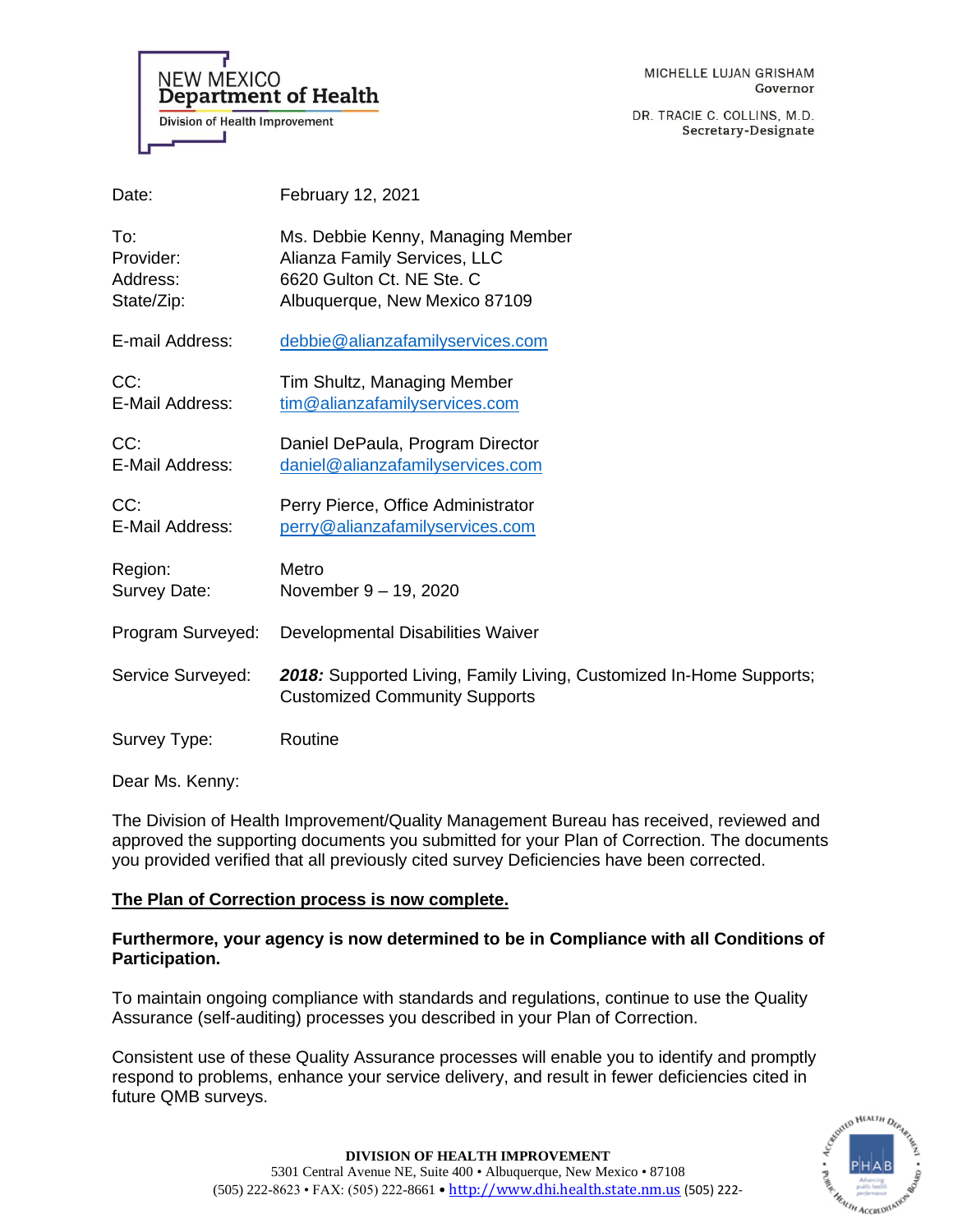NEW MEXICO
**Department of Health**
Division of Health Improvement

MICHELLE LUJAN GRISHAM
Governor

DR. TRACIE C. COLLINS, M.D.
Secretary-Designate

| | |
|---|---|
| Date: | February 12, 2021 |
| To: | Ms. Debbie Kenny, Managing Member |
| Provider: | Alianza Family Services, LLC |
| Address: | 6620 Gulton Ct. NE Ste. C |
| State/Zip: | Albuquerque, New Mexico 87109 |
| E-mail Address: | debbie@alianzafamilyservices.com |
| CC: | Tim Shultz, Managing Member |
| E-Mail Address: | tim@alianzafamilyservices.com |
| CC: | Daniel DePaula, Program Director |
| E-Mail Address: | daniel@alianzafamilyservices.com |
| CC: | Perry Pierce, Office Administrator |
| E-Mail Address: | perry@alianzafamilyservices.com |
| Region: | Metro |
| Survey Date: | November 9 – 19, 2020 |
| Program Surveyed: | Developmental Disabilities Waiver |
| Service Surveyed: | ***2018:*** Supported Living, Family Living, Customized In-Home Supports; Customized Community Supports |
| Survey Type: | Routine |

Dear Ms. Kenny:

The Division of Health Improvement/Quality Management Bureau has received, reviewed and approved the supporting documents you submitted for your Plan of Correction. The documents you provided verified that all previously cited survey Deficiencies have been corrected.

**The Plan of Correction process is now complete.**

**Furthermore, your agency is now determined to be in Compliance with all Conditions of Participation.**

To maintain ongoing compliance with standards and regulations, continue to use the Quality Assurance (self-auditing) processes you described in your Plan of Correction.

Consistent use of these Quality Assurance processes will enable you to identify and promptly respond to problems, enhance your service delivery, and result in fewer deficiencies cited in future QMB surveys.

**DIVISION OF HEALTH IMPROVEMENT**
5301 Central Avenue NE, Suite 400 • Albuquerque, New Mexico • 87108
(505) 222-8623 • FAX: (505) 222-8661 • http://www.dhi.health.state.nm.us (505) 222-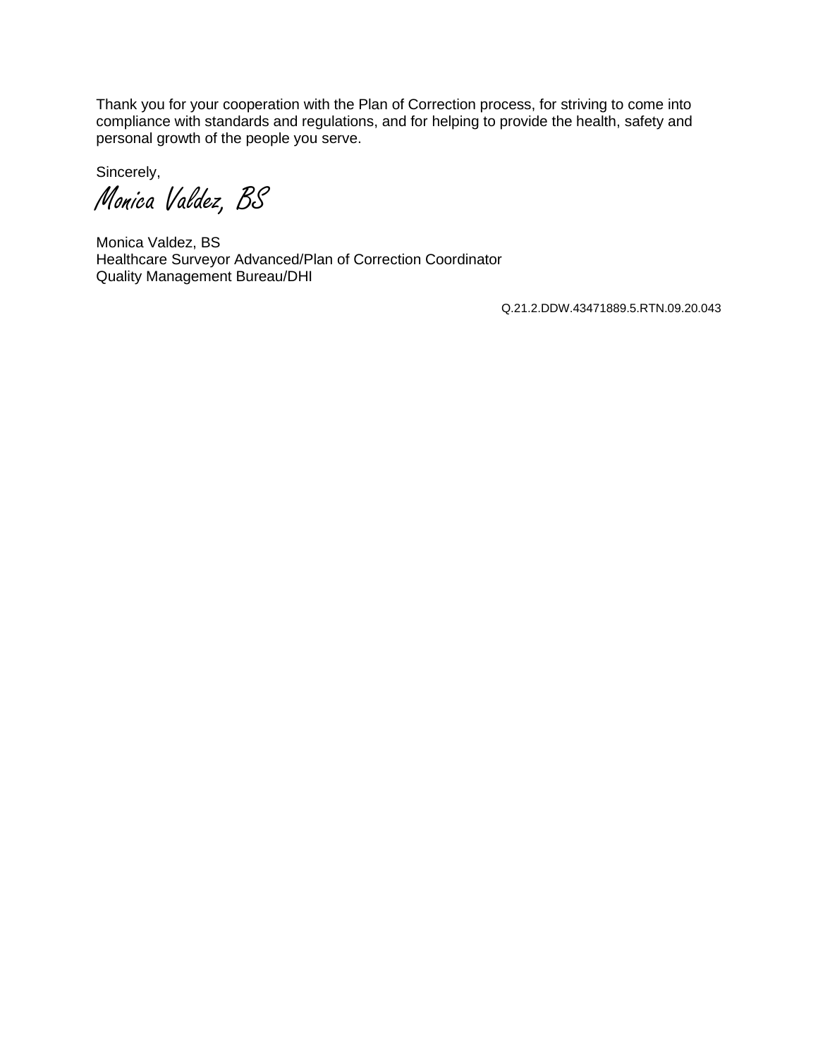Thank you for your cooperation with the Plan of Correction process, for striving to come into compliance with standards and regulations, and for helping to provide the health, safety and personal growth of the people you serve.

Sincerely,

*Monica Valdez, BS*

Monica Valdez, BS
Healthcare Surveyor Advanced/Plan of Correction Coordinator
Quality Management Bureau/DHI

Q.21.2.DDW.43471889.5.RTN.09.20.043